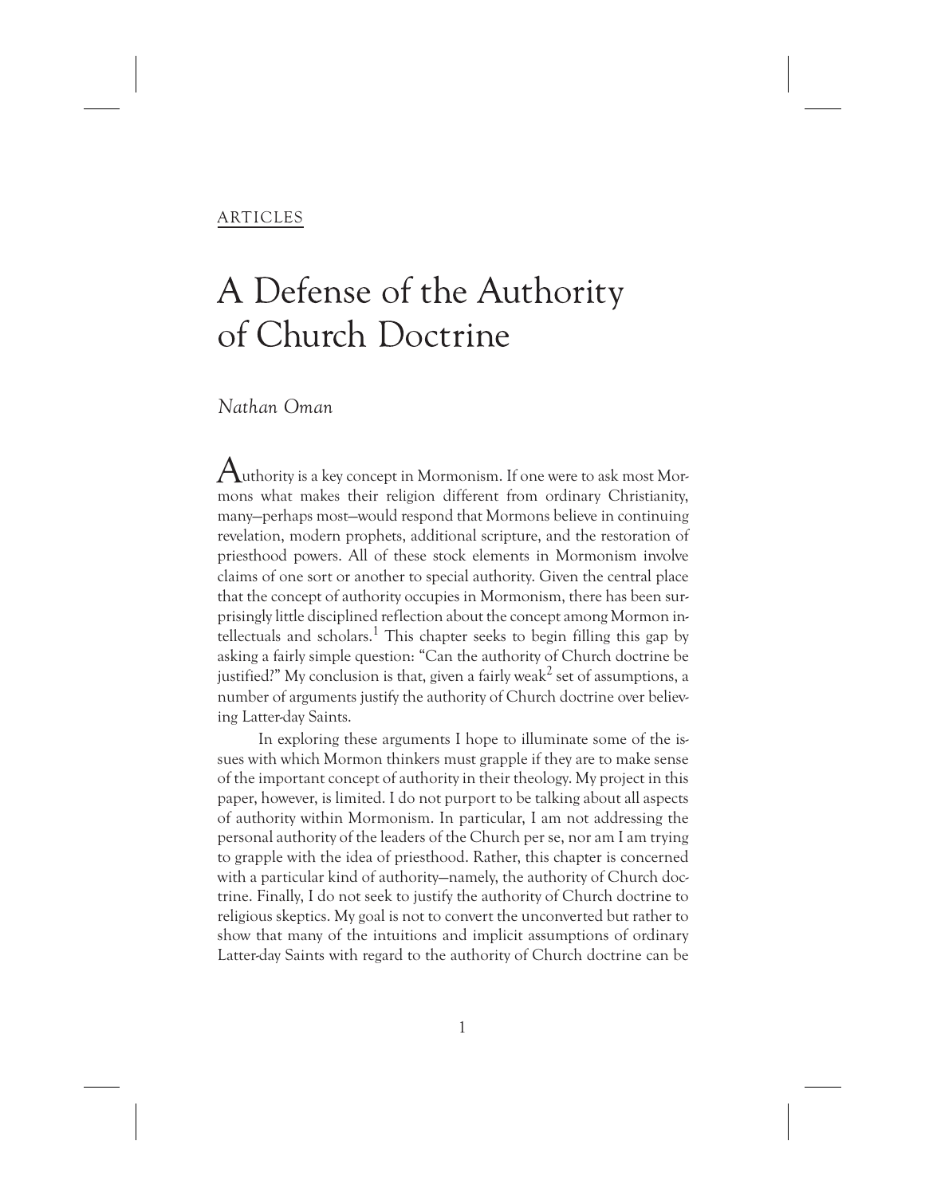ARTICLES

# A Defense of the Authority of Church Doctrine

*Nathan Oman*

Authority is a key concept in Mormonism. If one were to ask most Mormons what makes their religion different from ordinary Christianity, many—perhaps most—would respond that Mormons believe in continuing revelation, modern prophets, additional scripture, and the restoration of priesthood powers. All of these stock elements in Mormonism involve claims of one sort or another to special authority. Given the central place that the concept of authority occupies in Mormonism, there has been surprisingly little disciplined reflection about the concept among Mormon intellectuals and scholars.[1] This chapter seeks to begin filling this gap by asking a fairly simple question: "Can the authority of Church doctrine be justified?" My conclusion is that, given a fairly weak[2] set of assumptions, a number of arguments justify the authority of Church doctrine over believing Latter-day Saints.

In exploring these arguments I hope to illuminate some of the issues with which Mormon thinkers must grapple if they are to make sense of the important concept of authority in their theology. My project in this paper, however, is limited. I do not purport to be talking about all aspects of authority within Mormonism. In particular, I am not addressing the personal authority of the leaders of the Church per se, nor am I am trying to grapple with the idea of priesthood. Rather, this chapter is concerned with a particular kind of authority—namely, the authority of Church doctrine. Finally, I do not seek to justify the authority of Church doctrine to religious skeptics. My goal is not to convert the unconverted but rather to show that many of the intuitions and implicit assumptions of ordinary Latter-day Saints with regard to the authority of Church doctrine can be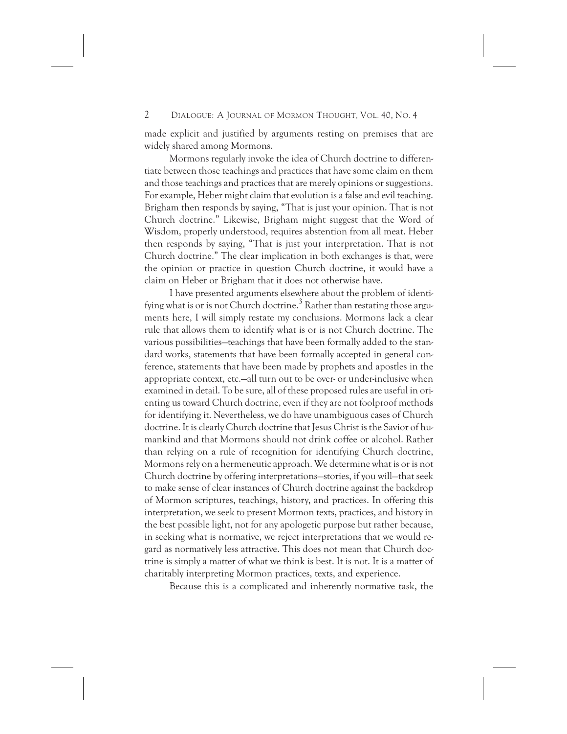made explicit and justified by arguments resting on premises that are widely shared among Mormons.

Mormons regularly invoke the idea of Church doctrine to differentiate between those teachings and practices that have some claim on them and those teachings and practices that are merely opinions or suggestions. For example, Heber might claim that evolution is a false and evil teaching. Brigham then responds by saying, "That is just your opinion. That is not Church doctrine." Likewise, Brigham might suggest that the Word of Wisdom, properly understood, requires abstention from all meat. Heber then responds by saying, "That is just your interpretation. That is not Church doctrine." The clear implication in both exchanges is that, were the opinion or practice in question Church doctrine, it would have a claim on Heber or Brigham that it does not otherwise have.

I have presented arguments elsewhere about the problem of identifying what is or is not Church doctrine.[3] Rather than restating those arguments here, I will simply restate my conclusions. Mormons lack a clear rule that allows them to identify what is or is not Church doctrine. The various possibilities—teachings that have been formally added to the standard works, statements that have been formally accepted in general conference, statements that have been made by prophets and apostles in the appropriate context, etc.—all turn out to be over- or under-inclusive when examined in detail. To be sure, all of these proposed rules are useful in orienting us toward Church doctrine, even if they are not foolproof methods for identifying it. Nevertheless, we do have unambiguous cases of Church doctrine. It is clearly Church doctrine that Jesus Christ is the Savior of humankind and that Mormons should not drink coffee or alcohol. Rather than relying on a rule of recognition for identifying Church doctrine, Mormons rely on a hermeneutic approach. We determine what is or is not Church doctrine by offering interpretations—stories, if you will—that seek to make sense of clear instances of Church doctrine against the backdrop of Mormon scriptures, teachings, history, and practices. In offering this interpretation, we seek to present Mormon texts, practices, and history in the best possible light, not for any apologetic purpose but rather because, in seeking what is normative, we reject interpretations that we would regard as normatively less attractive. This does not mean that Church doctrine is simply a matter of what we think is best. It is not. It is a matter of charitably interpreting Mormon practices, texts, and experience.

Because this is a complicated and inherently normative task, the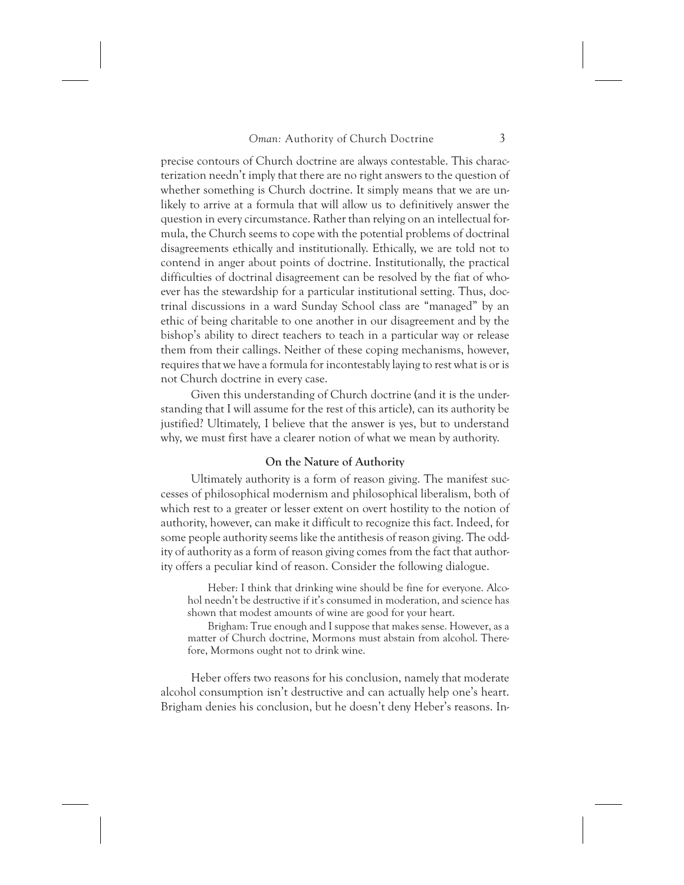precise contours of Church doctrine are always contestable. This characterization needn't imply that there are no right answers to the question of whether something is Church doctrine. It simply means that we are unlikely to arrive at a formula that will allow us to definitively answer the question in every circumstance. Rather than relying on an intellectual formula, the Church seems to cope with the potential problems of doctrinal disagreements ethically and institutionally. Ethically, we are told not to contend in anger about points of doctrine. Institutionally, the practical difficulties of doctrinal disagreement can be resolved by the fiat of whoever has the stewardship for a particular institutional setting. Thus, doctrinal discussions in a ward Sunday School class are "managed" by an ethic of being charitable to one another in our disagreement and by the bishop's ability to direct teachers to teach in a particular way or release them from their callings. Neither of these coping mechanisms, however, requires that we have a formula for incontestably laying to rest what is or is not Church doctrine in every case.

Given this understanding of Church doctrine (and it is the understanding that I will assume for the rest of this article), can its authority be justified? Ultimately, I believe that the answer is yes, but to understand why, we must first have a clearer notion of what we mean by authority.

### On the Nature of Authority

Ultimately authority is a form of reason giving. The manifest successes of philosophical modernism and philosophical liberalism, both of which rest to a greater or lesser extent on overt hostility to the notion of authority, however, can make it difficult to recognize this fact. Indeed, for some people authority seems like the antithesis of reason giving. The oddity of authority as a form of reason giving comes from the fact that authority offers a peculiar kind of reason. Consider the following dialogue.

> Heber: I think that drinking wine should be fine for everyone. Alcohol needn't be destructive if it's consumed in moderation, and science has shown that modest amounts of wine are good for your heart.
>
> Brigham: True enough and I suppose that makes sense. However, as a matter of Church doctrine, Mormons must abstain from alcohol. Therefore, Mormons ought not to drink wine.

Heber offers two reasons for his conclusion, namely that moderate alcohol consumption isn't destructive and can actually help one's heart. Brigham denies his conclusion, but he doesn't deny Heber's reasons. In-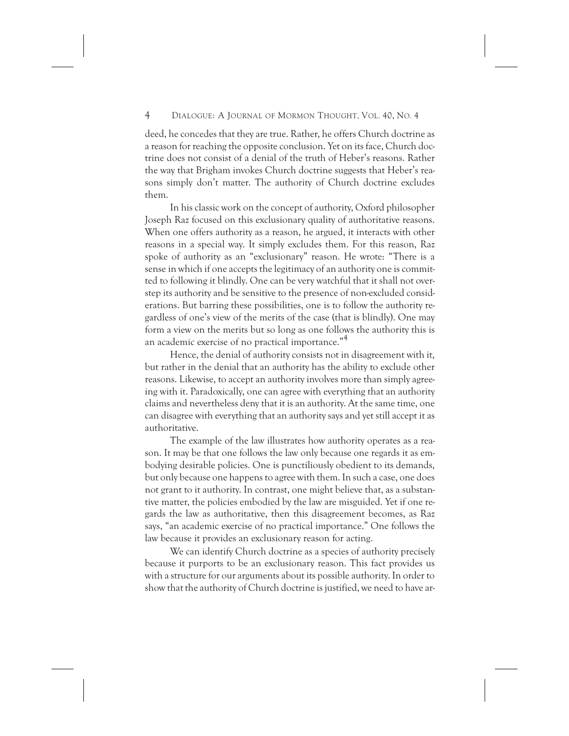deed, he concedes that they are true. Rather, he offers Church doctrine as a reason for reaching the opposite conclusion. Yet on its face, Church doctrine does not consist of a denial of the truth of Heber's reasons. Rather the way that Brigham invokes Church doctrine suggests that Heber's reasons simply don't matter. The authority of Church doctrine excludes them.

In his classic work on the concept of authority, Oxford philosopher Joseph Raz focused on this exclusionary quality of authoritative reasons. When one offers authority as a reason, he argued, it interacts with other reasons in a special way. It simply excludes them. For this reason, Raz spoke of authority as an "exclusionary" reason. He wrote: "There is a sense in which if one accepts the legitimacy of an authority one is committed to following it blindly. One can be very watchful that it shall not overstep its authority and be sensitive to the presence of non-excluded considerations. But barring these possibilities, one is to follow the authority regardless of one's view of the merits of the case (that is blindly). One may form a view on the merits but so long as one follows the authority this is an academic exercise of no practical importance."[4]

Hence, the denial of authority consists not in disagreement with it, but rather in the denial that an authority has the ability to exclude other reasons. Likewise, to accept an authority involves more than simply agreeing with it. Paradoxically, one can agree with everything that an authority claims and nevertheless deny that it is an authority. At the same time, one can disagree with everything that an authority says and yet still accept it as authoritative.

The example of the law illustrates how authority operates as a reason. It may be that one follows the law only because one regards it as embodying desirable policies. One is punctiliously obedient to its demands, but only because one happens to agree with them. In such a case, one does not grant to it authority. In contrast, one might believe that, as a substantive matter, the policies embodied by the law are misguided. Yet if one regards the law as authoritative, then this disagreement becomes, as Raz says, "an academic exercise of no practical importance." One follows the law because it provides an exclusionary reason for acting.

We can identify Church doctrine as a species of authority precisely because it purports to be an exclusionary reason. This fact provides us with a structure for our arguments about its possible authority. In order to show that the authority of Church doctrine is justified, we need to have ar-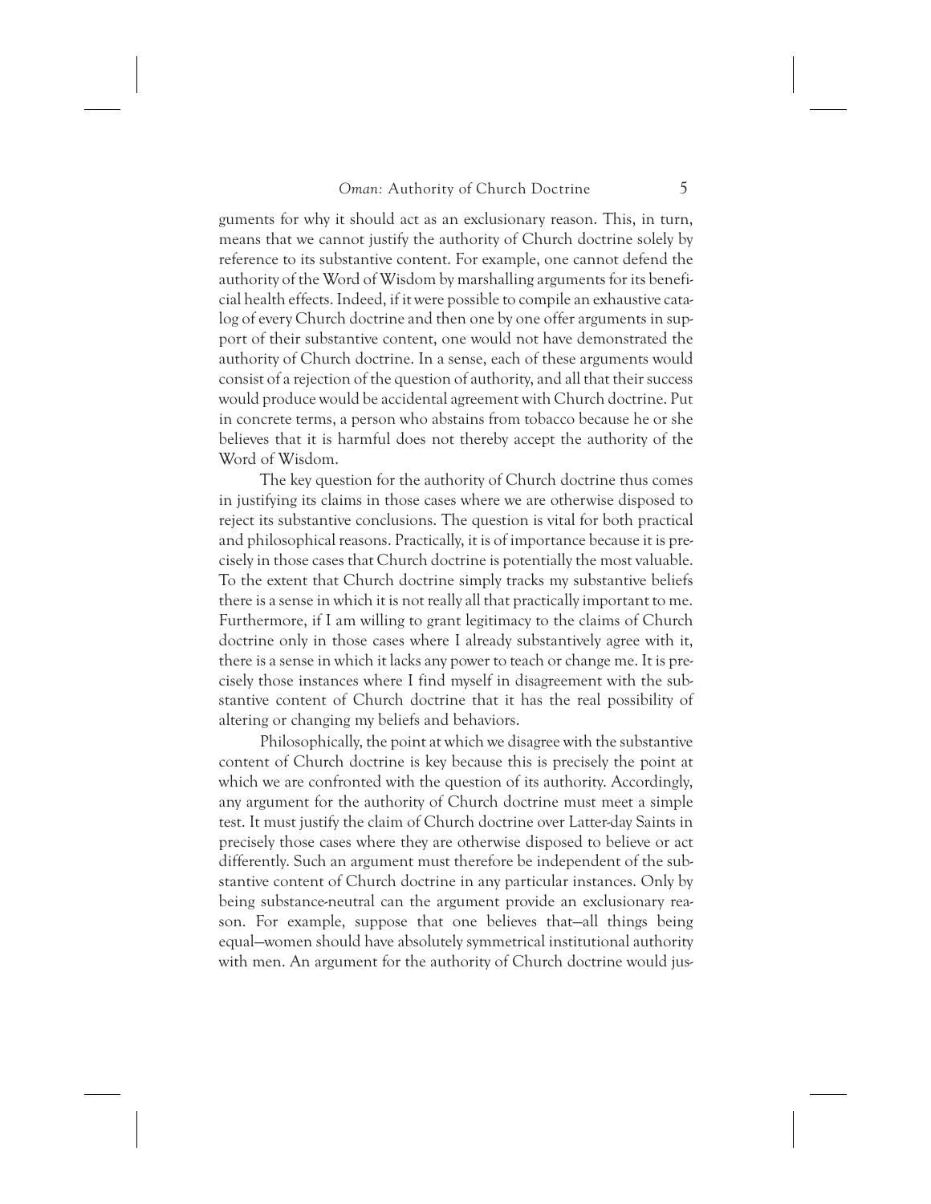guments for why it should act as an exclusionary reason. This, in turn, means that we cannot justify the authority of Church doctrine solely by reference to its substantive content. For example, one cannot defend the authority of the Word of Wisdom by marshalling arguments for its beneficial health effects. Indeed, if it were possible to compile an exhaustive catalog of every Church doctrine and then one by one offer arguments in support of their substantive content, one would not have demonstrated the authority of Church doctrine. In a sense, each of these arguments would consist of a rejection of the question of authority, and all that their success would produce would be accidental agreement with Church doctrine. Put in concrete terms, a person who abstains from tobacco because he or she believes that it is harmful does not thereby accept the authority of the Word of Wisdom.

The key question for the authority of Church doctrine thus comes in justifying its claims in those cases where we are otherwise disposed to reject its substantive conclusions. The question is vital for both practical and philosophical reasons. Practically, it is of importance because it is precisely in those cases that Church doctrine is potentially the most valuable. To the extent that Church doctrine simply tracks my substantive beliefs there is a sense in which it is not really all that practically important to me. Furthermore, if I am willing to grant legitimacy to the claims of Church doctrine only in those cases where I already substantively agree with it, there is a sense in which it lacks any power to teach or change me. It is precisely those instances where I find myself in disagreement with the substantive content of Church doctrine that it has the real possibility of altering or changing my beliefs and behaviors.

Philosophically, the point at which we disagree with the substantive content of Church doctrine is key because this is precisely the point at which we are confronted with the question of its authority. Accordingly, any argument for the authority of Church doctrine must meet a simple test. It must justify the claim of Church doctrine over Latter-day Saints in precisely those cases where they are otherwise disposed to believe or act differently. Such an argument must therefore be independent of the substantive content of Church doctrine in any particular instances. Only by being substance-neutral can the argument provide an exclusionary reason. For example, suppose that one believes that—all things being equal—women should have absolutely symmetrical institutional authority with men. An argument for the authority of Church doctrine would jus-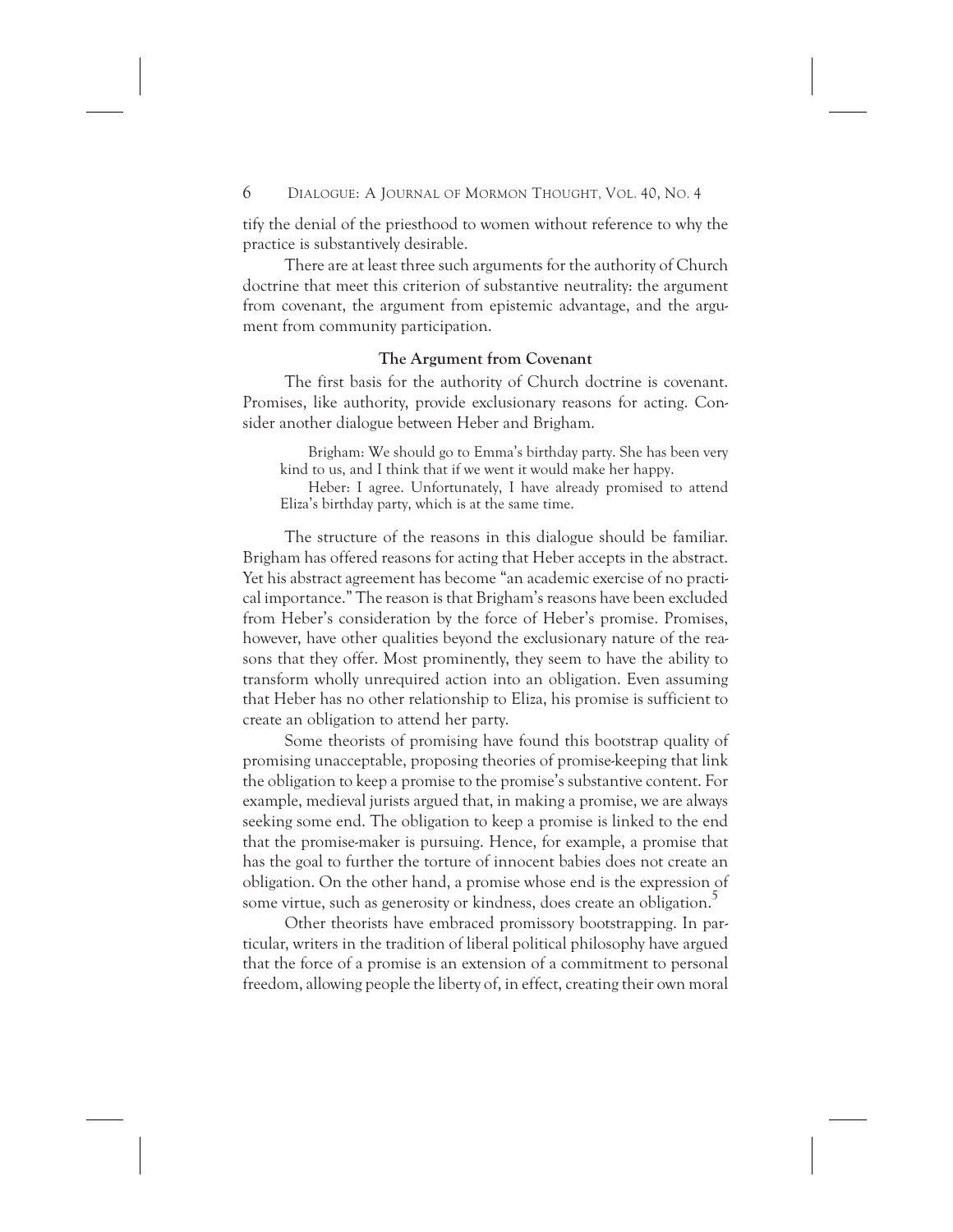tify the denial of the priesthood to women without reference to why the practice is substantively desirable.

There are at least three such arguments for the authority of Church doctrine that meet this criterion of substantive neutrality: the argument from covenant, the argument from epistemic advantage, and the argument from community participation.

### The Argument from Covenant

The first basis for the authority of Church doctrine is covenant. Promises, like authority, provide exclusionary reasons for acting. Consider another dialogue between Heber and Brigham.

> Brigham: We should go to Emma's birthday party. She has been very kind to us, and I think that if we went it would make her happy.
>
> Heber: I agree. Unfortunately, I have already promised to attend Eliza's birthday party, which is at the same time.

The structure of the reasons in this dialogue should be familiar. Brigham has offered reasons for acting that Heber accepts in the abstract. Yet his abstract agreement has become "an academic exercise of no practical importance." The reason is that Brigham's reasons have been excluded from Heber's consideration by the force of Heber's promise. Promises, however, have other qualities beyond the exclusionary nature of the reasons that they offer. Most prominently, they seem to have the ability to transform wholly unrequired action into an obligation. Even assuming that Heber has no other relationship to Eliza, his promise is sufficient to create an obligation to attend her party.

Some theorists of promising have found this bootstrap quality of promising unacceptable, proposing theories of promise-keeping that link the obligation to keep a promise to the promise's substantive content. For example, medieval jurists argued that, in making a promise, we are always seeking some end. The obligation to keep a promise is linked to the end that the promise-maker is pursuing. Hence, for example, a promise that has the goal to further the torture of innocent babies does not create an obligation. On the other hand, a promise whose end is the expression of some virtue, such as generosity or kindness, does create an obligation.[5]

Other theorists have embraced promissory bootstrapping. In particular, writers in the tradition of liberal political philosophy have argued that the force of a promise is an extension of a commitment to personal freedom, allowing people the liberty of, in effect, creating their own moral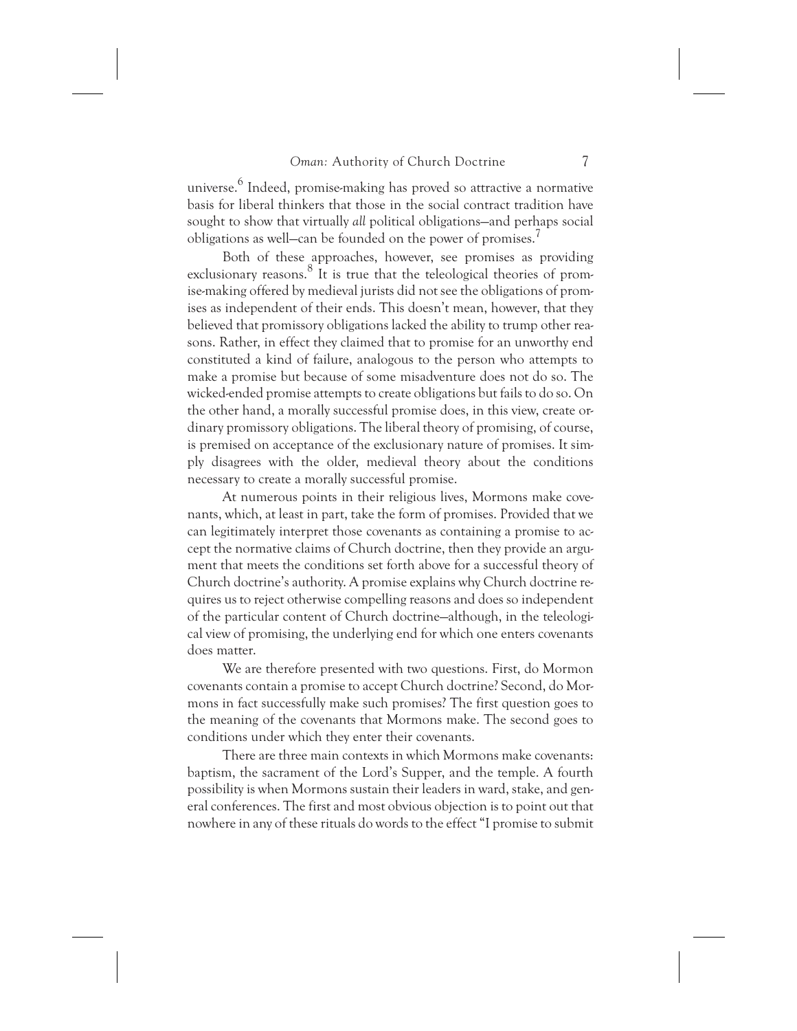universe.[6] Indeed, promise-making has proved so attractive a normative basis for liberal thinkers that those in the social contract tradition have sought to show that virtually *all* political obligations—and perhaps social obligations as well—can be founded on the power of promises.[7]

Both of these approaches, however, see promises as providing exclusionary reasons.[8] It is true that the teleological theories of promise-making offered by medieval jurists did not see the obligations of promises as independent of their ends. This doesn't mean, however, that they believed that promissory obligations lacked the ability to trump other reasons. Rather, in effect they claimed that to promise for an unworthy end constituted a kind of failure, analogous to the person who attempts to make a promise but because of some misadventure does not do so. The wicked-ended promise attempts to create obligations but fails to do so. On the other hand, a morally successful promise does, in this view, create ordinary promissory obligations. The liberal theory of promising, of course, is premised on acceptance of the exclusionary nature of promises. It simply disagrees with the older, medieval theory about the conditions necessary to create a morally successful promise.

At numerous points in their religious lives, Mormons make covenants, which, at least in part, take the form of promises. Provided that we can legitimately interpret those covenants as containing a promise to accept the normative claims of Church doctrine, then they provide an argument that meets the conditions set forth above for a successful theory of Church doctrine's authority. A promise explains why Church doctrine requires us to reject otherwise compelling reasons and does so independent of the particular content of Church doctrine—although, in the teleological view of promising, the underlying end for which one enters covenants does matter.

We are therefore presented with two questions. First, do Mormon covenants contain a promise to accept Church doctrine? Second, do Mormons in fact successfully make such promises? The first question goes to the meaning of the covenants that Mormons make. The second goes to conditions under which they enter their covenants.

There are three main contexts in which Mormons make covenants: baptism, the sacrament of the Lord's Supper, and the temple. A fourth possibility is when Mormons sustain their leaders in ward, stake, and general conferences. The first and most obvious objection is to point out that nowhere in any of these rituals do words to the effect "I promise to submit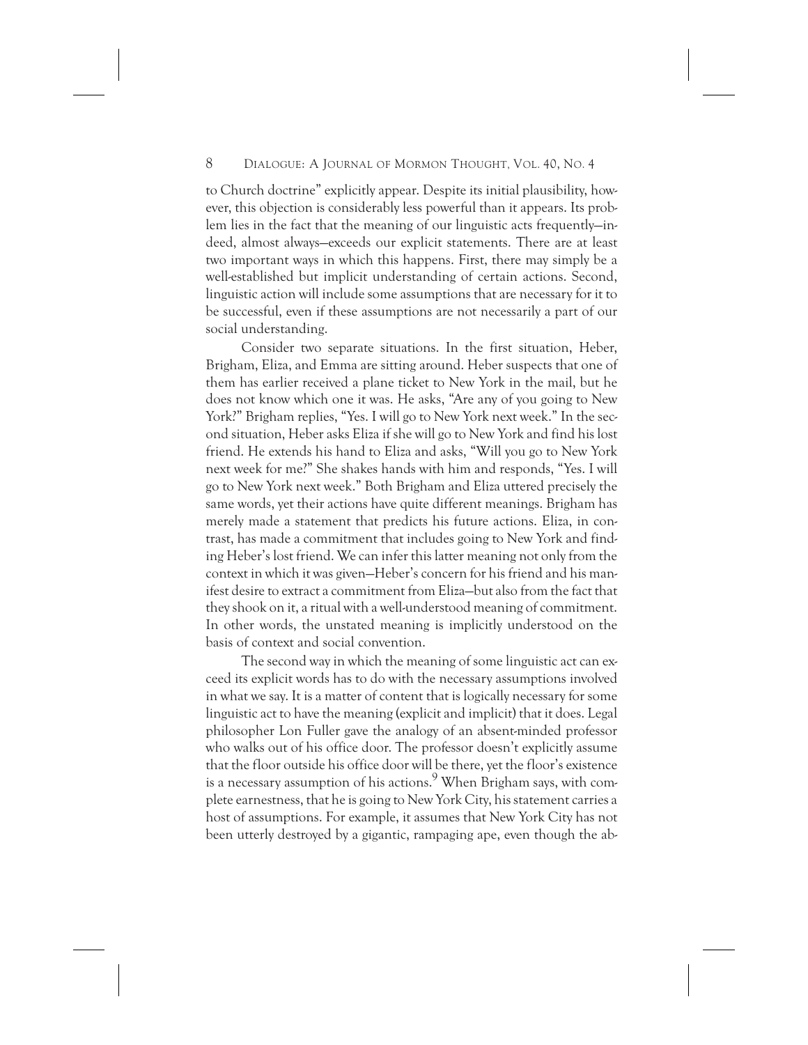to Church doctrine" explicitly appear. Despite its initial plausibility, however, this objection is considerably less powerful than it appears. Its problem lies in the fact that the meaning of our linguistic acts frequently—indeed, almost always—exceeds our explicit statements. There are at least two important ways in which this happens. First, there may simply be a well-established but implicit understanding of certain actions. Second, linguistic action will include some assumptions that are necessary for it to be successful, even if these assumptions are not necessarily a part of our social understanding.

Consider two separate situations. In the first situation, Heber, Brigham, Eliza, and Emma are sitting around. Heber suspects that one of them has earlier received a plane ticket to New York in the mail, but he does not know which one it was. He asks, "Are any of you going to New York?" Brigham replies, "Yes. I will go to New York next week." In the second situation, Heber asks Eliza if she will go to New York and find his lost friend. He extends his hand to Eliza and asks, "Will you go to New York next week for me?" She shakes hands with him and responds, "Yes. I will go to New York next week." Both Brigham and Eliza uttered precisely the same words, yet their actions have quite different meanings. Brigham has merely made a statement that predicts his future actions. Eliza, in contrast, has made a commitment that includes going to New York and finding Heber's lost friend. We can infer this latter meaning not only from the context in which it was given—Heber's concern for his friend and his manifest desire to extract a commitment from Eliza—but also from the fact that they shook on it, a ritual with a well-understood meaning of commitment. In other words, the unstated meaning is implicitly understood on the basis of context and social convention.

The second way in which the meaning of some linguistic act can exceed its explicit words has to do with the necessary assumptions involved in what we say. It is a matter of content that is logically necessary for some linguistic act to have the meaning (explicit and implicit) that it does. Legal philosopher Lon Fuller gave the analogy of an absent-minded professor who walks out of his office door. The professor doesn't explicitly assume that the floor outside his office door will be there, yet the floor's existence is a necessary assumption of his actions.[9] When Brigham says, with complete earnestness, that he is going to New York City, his statement carries a host of assumptions. For example, it assumes that New York City has not been utterly destroyed by a gigantic, rampaging ape, even though the ab-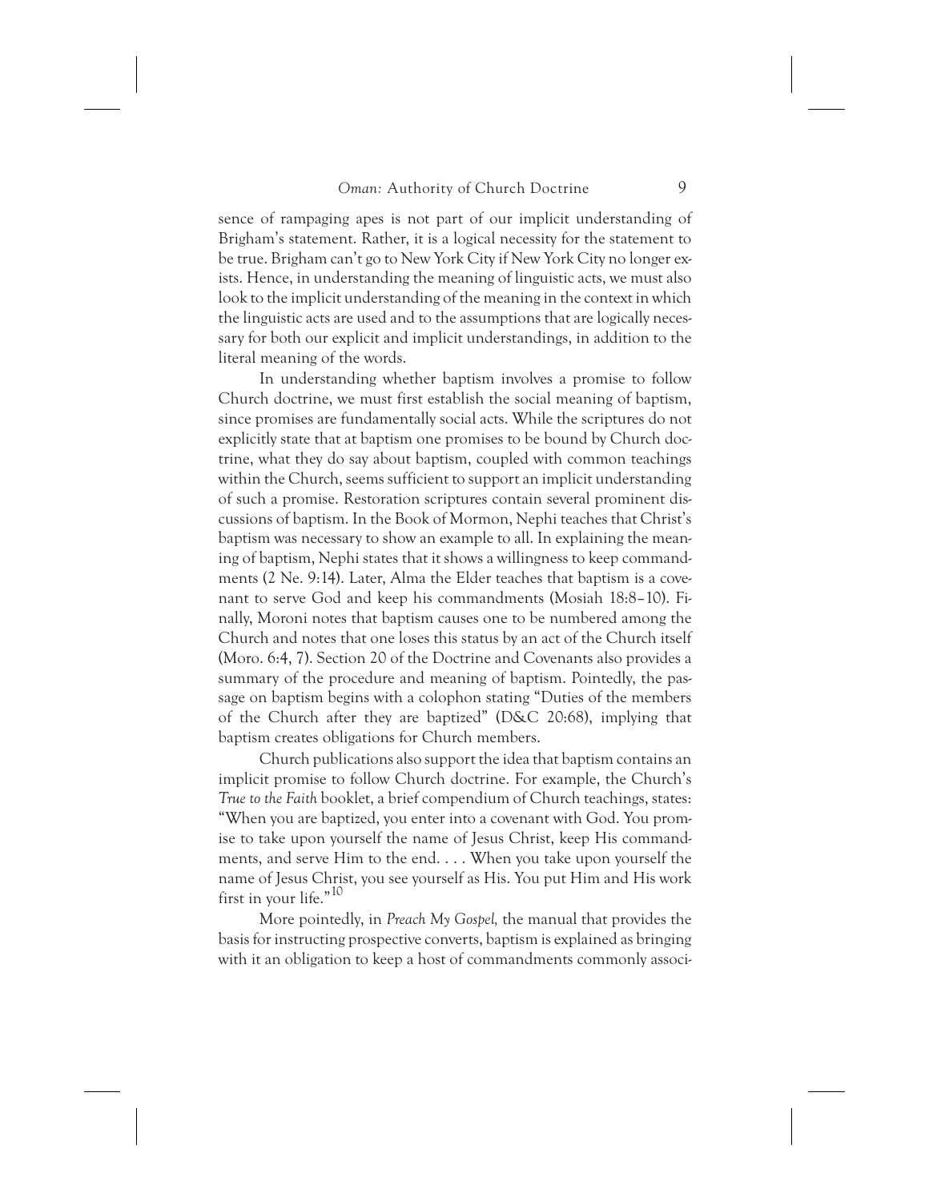sence of rampaging apes is not part of our implicit understanding of Brigham's statement. Rather, it is a logical necessity for the statement to be true. Brigham can't go to New York City if New York City no longer exists. Hence, in understanding the meaning of linguistic acts, we must also look to the implicit understanding of the meaning in the context in which the linguistic acts are used and to the assumptions that are logically necessary for both our explicit and implicit understandings, in addition to the literal meaning of the words.

In understanding whether baptism involves a promise to follow Church doctrine, we must first establish the social meaning of baptism, since promises are fundamentally social acts. While the scriptures do not explicitly state that at baptism one promises to be bound by Church doctrine, what they do say about baptism, coupled with common teachings within the Church, seems sufficient to support an implicit understanding of such a promise. Restoration scriptures contain several prominent discussions of baptism. In the Book of Mormon, Nephi teaches that Christ's baptism was necessary to show an example to all. In explaining the meaning of baptism, Nephi states that it shows a willingness to keep commandments (2 Ne. 9:14). Later, Alma the Elder teaches that baptism is a covenant to serve God and keep his commandments (Mosiah 18:8–10). Finally, Moroni notes that baptism causes one to be numbered among the Church and notes that one loses this status by an act of the Church itself (Moro. 6:4, 7). Section 20 of the Doctrine and Covenants also provides a summary of the procedure and meaning of baptism. Pointedly, the passage on baptism begins with a colophon stating "Duties of the members of the Church after they are baptized" (D&C 20:68), implying that baptism creates obligations for Church members.

Church publications also support the idea that baptism contains an implicit promise to follow Church doctrine. For example, the Church's *True to the Faith* booklet, a brief compendium of Church teachings, states: "When you are baptized, you enter into a covenant with God. You promise to take upon yourself the name of Jesus Christ, keep His commandments, and serve Him to the end. . . . When you take upon yourself the name of Jesus Christ, you see yourself as His. You put Him and His work first in your life."[10]

More pointedly, in *Preach My Gospel,* the manual that provides the basis for instructing prospective converts, baptism is explained as bringing with it an obligation to keep a host of commandments commonly associ-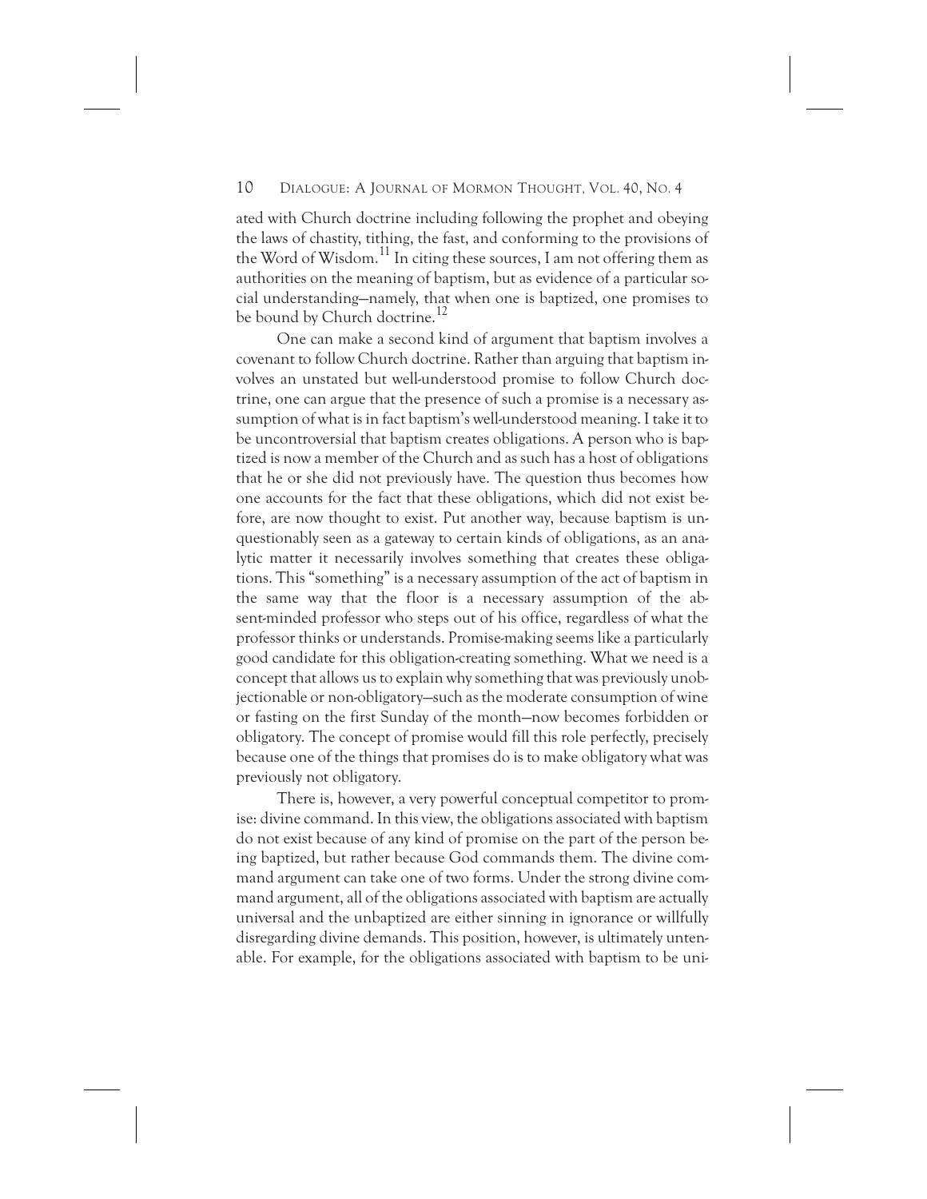ated with Church doctrine including following the prophet and obeying the laws of chastity, tithing, the fast, and conforming to the provisions of the Word of Wisdom.[11] In citing these sources, I am not offering them as authorities on the meaning of baptism, but as evidence of a particular social understanding—namely, that when one is baptized, one promises to be bound by Church doctrine.[12]

One can make a second kind of argument that baptism involves a covenant to follow Church doctrine. Rather than arguing that baptism involves an unstated but well-understood promise to follow Church doctrine, one can argue that the presence of such a promise is a necessary assumption of what is in fact baptism's well-understood meaning. I take it to be uncontroversial that baptism creates obligations. A person who is baptized is now a member of the Church and as such has a host of obligations that he or she did not previously have. The question thus becomes how one accounts for the fact that these obligations, which did not exist before, are now thought to exist. Put another way, because baptism is unquestionably seen as a gateway to certain kinds of obligations, as an analytic matter it necessarily involves something that creates these obligations. This "something" is a necessary assumption of the act of baptism in the same way that the floor is a necessary assumption of the absent-minded professor who steps out of his office, regardless of what the professor thinks or understands. Promise-making seems like a particularly good candidate for this obligation-creating something. What we need is a concept that allows us to explain why something that was previously unobjectionable or non-obligatory—such as the moderate consumption of wine or fasting on the first Sunday of the month—now becomes forbidden or obligatory. The concept of promise would fill this role perfectly, precisely because one of the things that promises do is to make obligatory what was previously not obligatory.

There is, however, a very powerful conceptual competitor to promise: divine command. In this view, the obligations associated with baptism do not exist because of any kind of promise on the part of the person being baptized, but rather because God commands them. The divine command argument can take one of two forms. Under the strong divine command argument, all of the obligations associated with baptism are actually universal and the unbaptized are either sinning in ignorance or willfully disregarding divine demands. This position, however, is ultimately untenable. For example, for the obligations associated with baptism to be uni-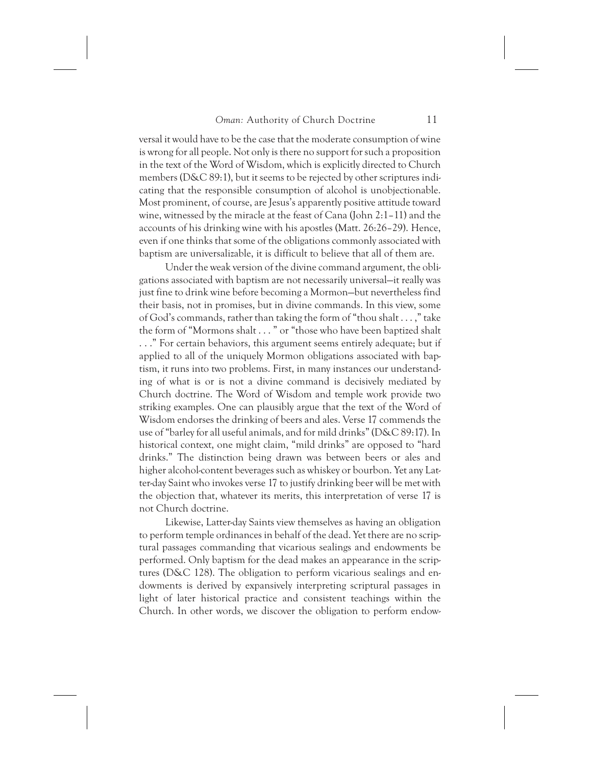versal it would have to be the case that the moderate consumption of wine is wrong for all people. Not only is there no support for such a proposition in the text of the Word of Wisdom, which is explicitly directed to Church members (D&C 89:1), but it seems to be rejected by other scriptures indicating that the responsible consumption of alcohol is unobjectionable. Most prominent, of course, are Jesus's apparently positive attitude toward wine, witnessed by the miracle at the feast of Cana (John 2:1–11) and the accounts of his drinking wine with his apostles (Matt. 26:26–29). Hence, even if one thinks that some of the obligations commonly associated with baptism are universalizable, it is difficult to believe that all of them are.

Under the weak version of the divine command argument, the obligations associated with baptism are not necessarily universal—it really was just fine to drink wine before becoming a Mormon—but nevertheless find their basis, not in promises, but in divine commands. In this view, some of God's commands, rather than taking the form of "thou shalt . . . ," take the form of "Mormons shalt . . . " or "those who have been baptized shalt . . ." For certain behaviors, this argument seems entirely adequate; but if applied to all of the uniquely Mormon obligations associated with baptism, it runs into two problems. First, in many instances our understanding of what is or is not a divine command is decisively mediated by Church doctrine. The Word of Wisdom and temple work provide two striking examples. One can plausibly argue that the text of the Word of Wisdom endorses the drinking of beers and ales. Verse 17 commends the use of "barley for all useful animals, and for mild drinks" (D&C 89:17). In historical context, one might claim, "mild drinks" are opposed to "hard drinks." The distinction being drawn was between beers or ales and higher alcohol-content beverages such as whiskey or bourbon. Yet any Latter-day Saint who invokes verse 17 to justify drinking beer will be met with the objection that, whatever its merits, this interpretation of verse 17 is not Church doctrine.

Likewise, Latter-day Saints view themselves as having an obligation to perform temple ordinances in behalf of the dead. Yet there are no scriptural passages commanding that vicarious sealings and endowments be performed. Only baptism for the dead makes an appearance in the scriptures (D&C 128). The obligation to perform vicarious sealings and endowments is derived by expansively interpreting scriptural passages in light of later historical practice and consistent teachings within the Church. In other words, we discover the obligation to perform endow-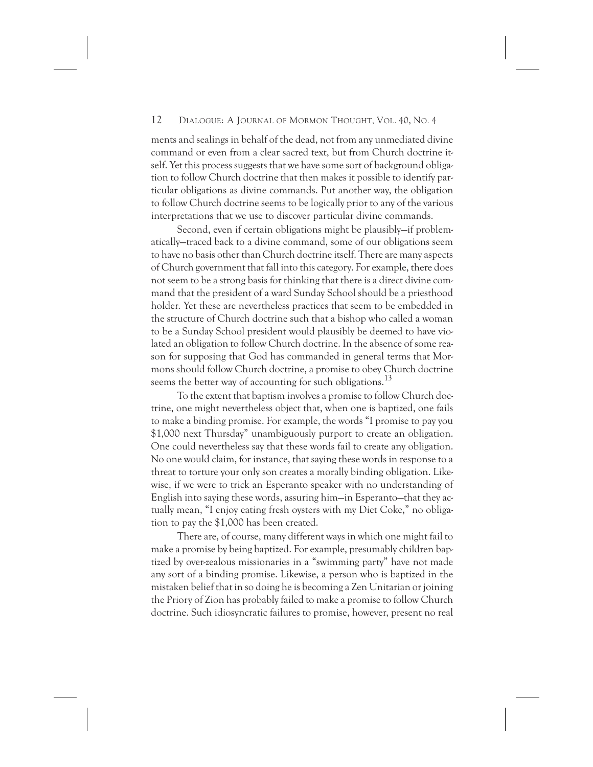ments and sealings in behalf of the dead, not from any unmediated divine command or even from a clear sacred text, but from Church doctrine itself. Yet this process suggests that we have some sort of background obligation to follow Church doctrine that then makes it possible to identify particular obligations as divine commands. Put another way, the obligation to follow Church doctrine seems to be logically prior to any of the various interpretations that we use to discover particular divine commands.

Second, even if certain obligations might be plausibly—if problematically—traced back to a divine command, some of our obligations seem to have no basis other than Church doctrine itself. There are many aspects of Church government that fall into this category. For example, there does not seem to be a strong basis for thinking that there is a direct divine command that the president of a ward Sunday School should be a priesthood holder. Yet these are nevertheless practices that seem to be embedded in the structure of Church doctrine such that a bishop who called a woman to be a Sunday School president would plausibly be deemed to have violated an obligation to follow Church doctrine. In the absence of some reason for supposing that God has commanded in general terms that Mormons should follow Church doctrine, a promise to obey Church doctrine seems the better way of accounting for such obligations.[13]

To the extent that baptism involves a promise to follow Church doctrine, one might nevertheless object that, when one is baptized, one fails to make a binding promise. For example, the words "I promise to pay you $1,000 next Thursday" unambiguously purport to create an obligation. One could nevertheless say that these words fail to create any obligation. No one would claim, for instance, that saying these words in response to a threat to torture your only son creates a morally binding obligation. Likewise, if we were to trick an Esperanto speaker with no understanding of English into saying these words, assuring him—in Esperanto—that they actually mean, "I enjoy eating fresh oysters with my Diet Coke," no obligation to pay the $1,000 has been created.

There are, of course, many different ways in which one might fail to make a promise by being baptized. For example, presumably children baptized by over-zealous missionaries in a "swimming party" have not made any sort of a binding promise. Likewise, a person who is baptized in the mistaken belief that in so doing he is becoming a Zen Unitarian or joining the Priory of Zion has probably failed to make a promise to follow Church doctrine. Such idiosyncratic failures to promise, however, present no real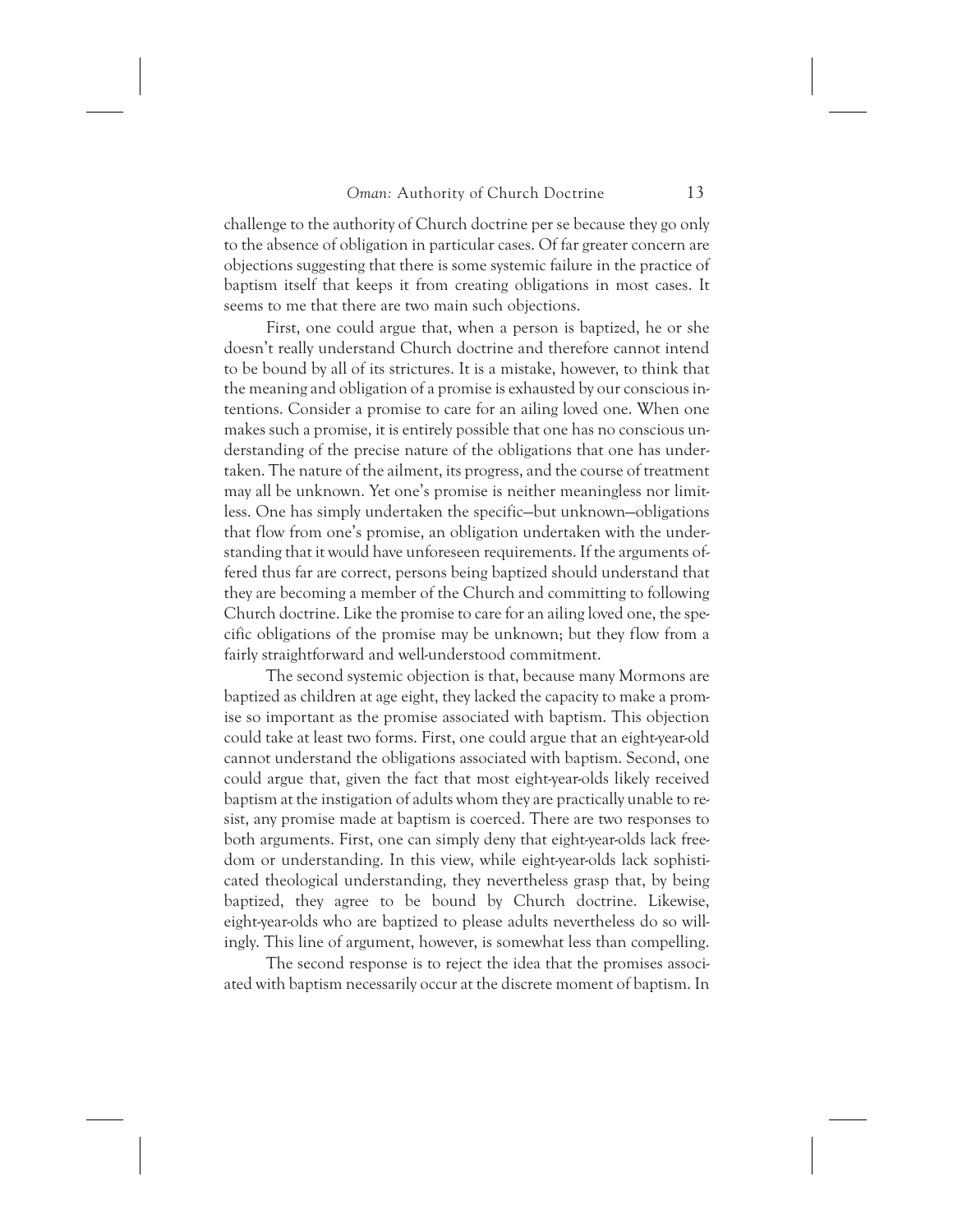challenge to the authority of Church doctrine per se because they go only to the absence of obligation in particular cases. Of far greater concern are objections suggesting that there is some systemic failure in the practice of baptism itself that keeps it from creating obligations in most cases. It seems to me that there are two main such objections.

First, one could argue that, when a person is baptized, he or she doesn't really understand Church doctrine and therefore cannot intend to be bound by all of its strictures. It is a mistake, however, to think that the meaning and obligation of a promise is exhausted by our conscious intentions. Consider a promise to care for an ailing loved one. When one makes such a promise, it is entirely possible that one has no conscious understanding of the precise nature of the obligations that one has undertaken. The nature of the ailment, its progress, and the course of treatment may all be unknown. Yet one's promise is neither meaningless nor limitless. One has simply undertaken the specific—but unknown—obligations that flow from one's promise, an obligation undertaken with the understanding that it would have unforeseen requirements. If the arguments offered thus far are correct, persons being baptized should understand that they are becoming a member of the Church and committing to following Church doctrine. Like the promise to care for an ailing loved one, the specific obligations of the promise may be unknown; but they flow from a fairly straightforward and well-understood commitment.

The second systemic objection is that, because many Mormons are baptized as children at age eight, they lacked the capacity to make a promise so important as the promise associated with baptism. This objection could take at least two forms. First, one could argue that an eight-year-old cannot understand the obligations associated with baptism. Second, one could argue that, given the fact that most eight-year-olds likely received baptism at the instigation of adults whom they are practically unable to resist, any promise made at baptism is coerced. There are two responses to both arguments. First, one can simply deny that eight-year-olds lack freedom or understanding. In this view, while eight-year-olds lack sophisticated theological understanding, they nevertheless grasp that, by being baptized, they agree to be bound by Church doctrine. Likewise, eight-year-olds who are baptized to please adults nevertheless do so willingly. This line of argument, however, is somewhat less than compelling.

The second response is to reject the idea that the promises associated with baptism necessarily occur at the discrete moment of baptism. In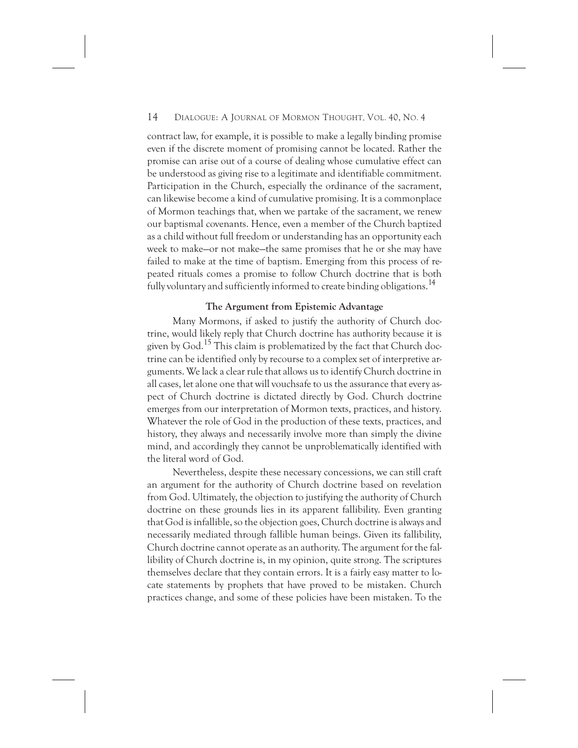contract law, for example, it is possible to make a legally binding promise even if the discrete moment of promising cannot be located. Rather the promise can arise out of a course of dealing whose cumulative effect can be understood as giving rise to a legitimate and identifiable commitment. Participation in the Church, especially the ordinance of the sacrament, can likewise become a kind of cumulative promising. It is a commonplace of Mormon teachings that, when we partake of the sacrament, we renew our baptismal covenants. Hence, even a member of the Church baptized as a child without full freedom or understanding has an opportunity each week to make—or not make—the same promises that he or she may have failed to make at the time of baptism. Emerging from this process of repeated rituals comes a promise to follow Church doctrine that is both fully voluntary and sufficiently informed to create binding obligations.[14]

### The Argument from Epistemic Advantage

Many Mormons, if asked to justify the authority of Church doctrine, would likely reply that Church doctrine has authority because it is given by God.[15] This claim is problematized by the fact that Church doctrine can be identified only by recourse to a complex set of interpretive arguments. We lack a clear rule that allows us to identify Church doctrine in all cases, let alone one that will vouchsafe to us the assurance that every aspect of Church doctrine is dictated directly by God. Church doctrine emerges from our interpretation of Mormon texts, practices, and history. Whatever the role of God in the production of these texts, practices, and history, they always and necessarily involve more than simply the divine mind, and accordingly they cannot be unproblematically identified with the literal word of God.

Nevertheless, despite these necessary concessions, we can still craft an argument for the authority of Church doctrine based on revelation from God. Ultimately, the objection to justifying the authority of Church doctrine on these grounds lies in its apparent fallibility. Even granting that God is infallible, so the objection goes, Church doctrine is always and necessarily mediated through fallible human beings. Given its fallibility, Church doctrine cannot operate as an authority. The argument for the fallibility of Church doctrine is, in my opinion, quite strong. The scriptures themselves declare that they contain errors. It is a fairly easy matter to locate statements by prophets that have proved to be mistaken. Church practices change, and some of these policies have been mistaken. To the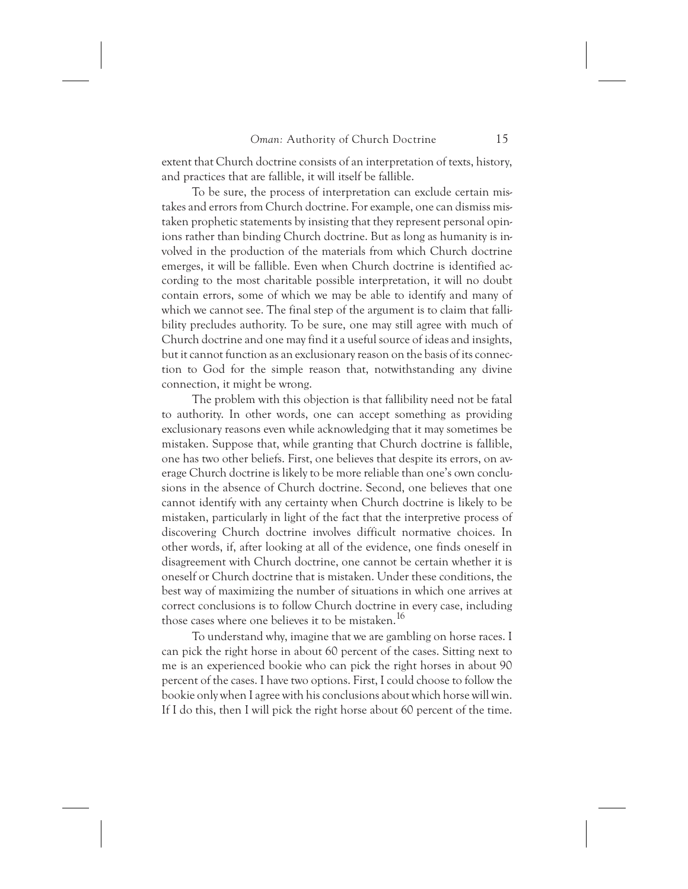extent that Church doctrine consists of an interpretation of texts, history, and practices that are fallible, it will itself be fallible.

To be sure, the process of interpretation can exclude certain mistakes and errors from Church doctrine. For example, one can dismiss mistaken prophetic statements by insisting that they represent personal opinions rather than binding Church doctrine. But as long as humanity is involved in the production of the materials from which Church doctrine emerges, it will be fallible. Even when Church doctrine is identified according to the most charitable possible interpretation, it will no doubt contain errors, some of which we may be able to identify and many of which we cannot see. The final step of the argument is to claim that fallibility precludes authority. To be sure, one may still agree with much of Church doctrine and one may find it a useful source of ideas and insights, but it cannot function as an exclusionary reason on the basis of its connection to God for the simple reason that, notwithstanding any divine connection, it might be wrong.

The problem with this objection is that fallibility need not be fatal to authority. In other words, one can accept something as providing exclusionary reasons even while acknowledging that it may sometimes be mistaken. Suppose that, while granting that Church doctrine is fallible, one has two other beliefs. First, one believes that despite its errors, on average Church doctrine is likely to be more reliable than one's own conclusions in the absence of Church doctrine. Second, one believes that one cannot identify with any certainty when Church doctrine is likely to be mistaken, particularly in light of the fact that the interpretive process of discovering Church doctrine involves difficult normative choices. In other words, if, after looking at all of the evidence, one finds oneself in disagreement with Church doctrine, one cannot be certain whether it is oneself or Church doctrine that is mistaken. Under these conditions, the best way of maximizing the number of situations in which one arrives at correct conclusions is to follow Church doctrine in every case, including those cases where one believes it to be mistaken.[16]

To understand why, imagine that we are gambling on horse races. I can pick the right horse in about 60 percent of the cases. Sitting next to me is an experienced bookie who can pick the right horses in about 90 percent of the cases. I have two options. First, I could choose to follow the bookie only when I agree with his conclusions about which horse will win. If I do this, then I will pick the right horse about 60 percent of the time.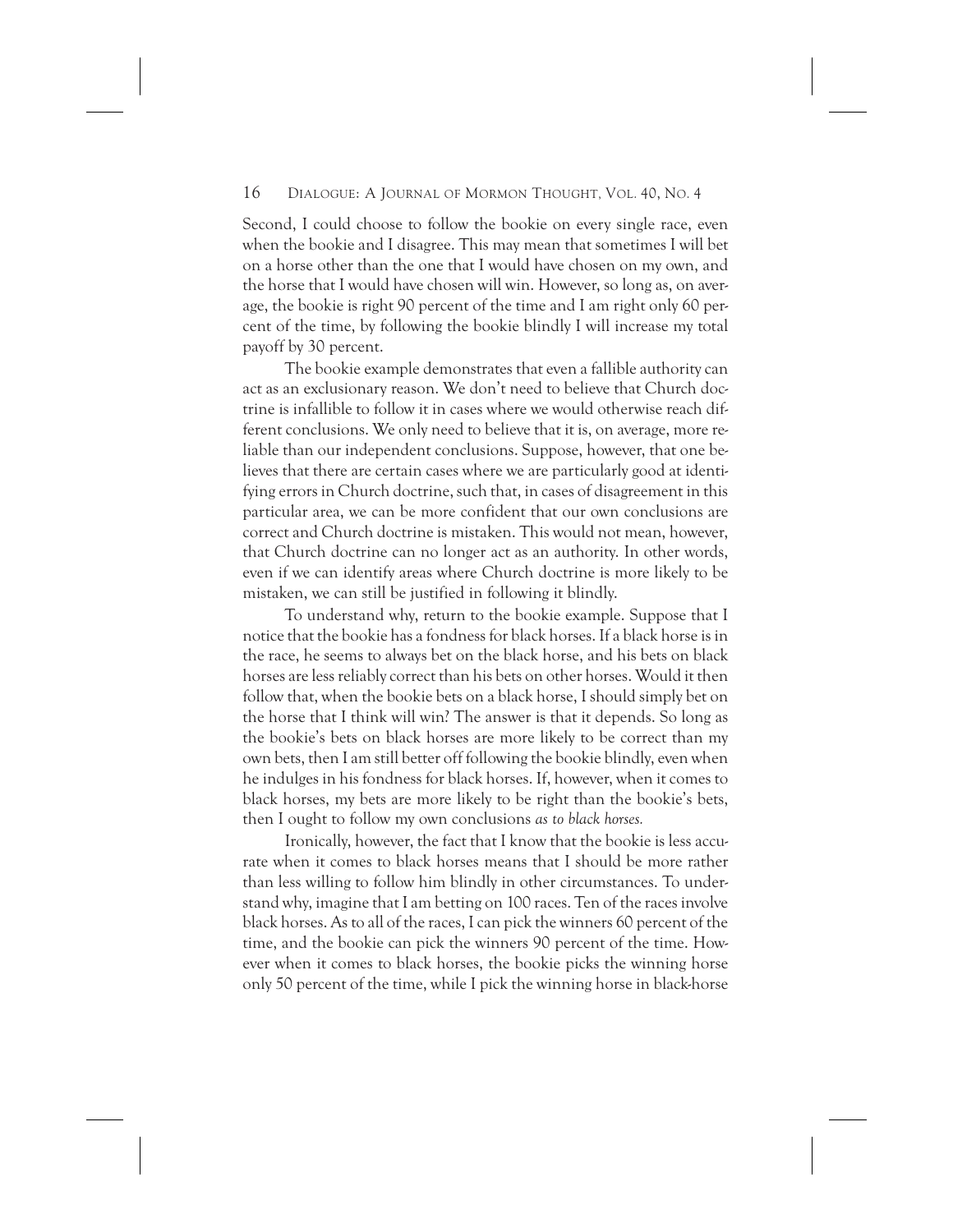Second, I could choose to follow the bookie on every single race, even when the bookie and I disagree. This may mean that sometimes I will bet on a horse other than the one that I would have chosen on my own, and the horse that I would have chosen will win. However, so long as, on average, the bookie is right 90 percent of the time and I am right only 60 percent of the time, by following the bookie blindly I will increase my total payoff by 30 percent.

The bookie example demonstrates that even a fallible authority can act as an exclusionary reason. We don't need to believe that Church doctrine is infallible to follow it in cases where we would otherwise reach different conclusions. We only need to believe that it is, on average, more reliable than our independent conclusions. Suppose, however, that one believes that there are certain cases where we are particularly good at identifying errors in Church doctrine, such that, in cases of disagreement in this particular area, we can be more confident that our own conclusions are correct and Church doctrine is mistaken. This would not mean, however, that Church doctrine can no longer act as an authority. In other words, even if we can identify areas where Church doctrine is more likely to be mistaken, we can still be justified in following it blindly.

To understand why, return to the bookie example. Suppose that I notice that the bookie has a fondness for black horses. If a black horse is in the race, he seems to always bet on the black horse, and his bets on black horses are less reliably correct than his bets on other horses. Would it then follow that, when the bookie bets on a black horse, I should simply bet on the horse that I think will win? The answer is that it depends. So long as the bookie's bets on black horses are more likely to be correct than my own bets, then I am still better off following the bookie blindly, even when he indulges in his fondness for black horses. If, however, when it comes to black horses, my bets are more likely to be right than the bookie's bets, then I ought to follow my own conclusions *as to black horses.*

Ironically, however, the fact that I know that the bookie is less accurate when it comes to black horses means that I should be more rather than less willing to follow him blindly in other circumstances. To understand why, imagine that I am betting on 100 races. Ten of the races involve black horses. As to all of the races, I can pick the winners 60 percent of the time, and the bookie can pick the winners 90 percent of the time. However when it comes to black horses, the bookie picks the winning horse only 50 percent of the time, while I pick the winning horse in black-horse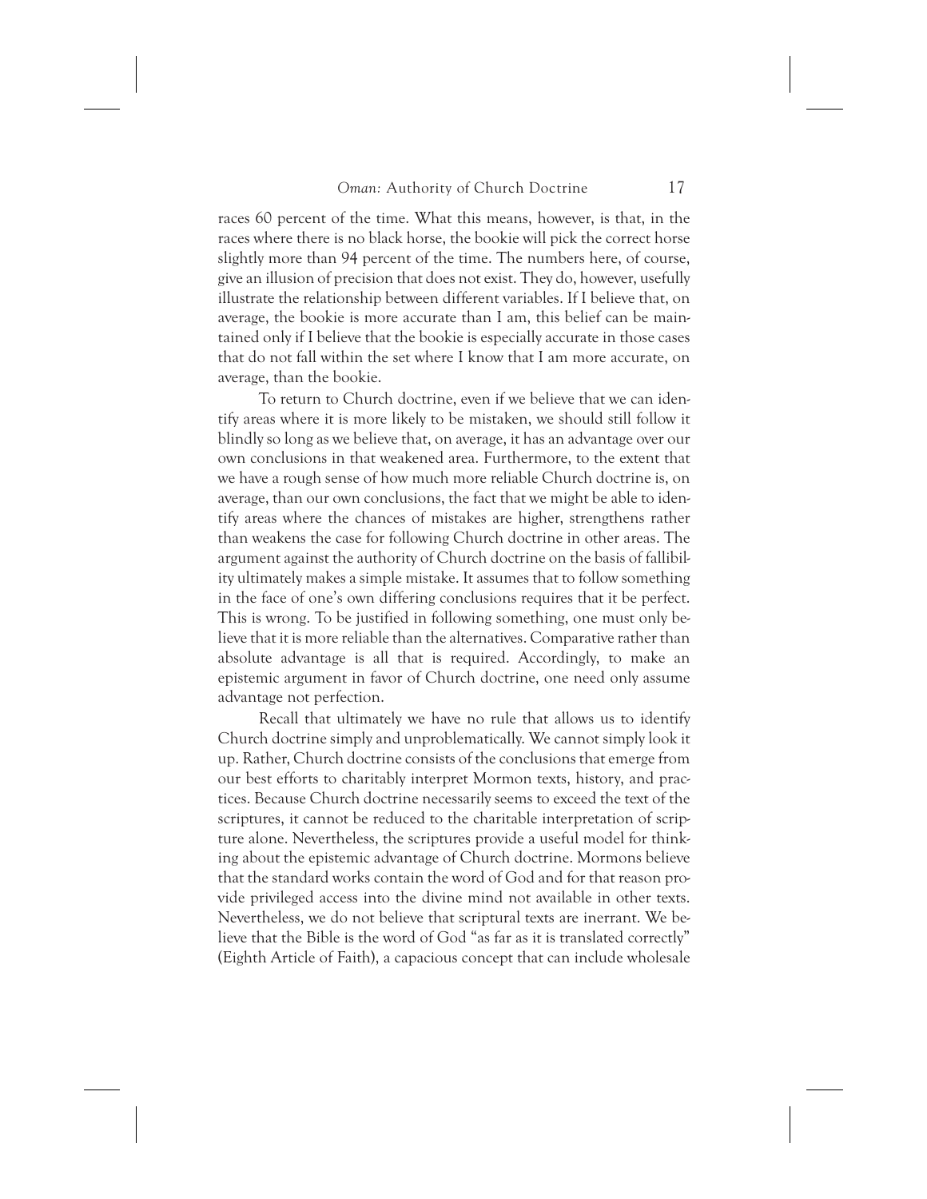races 60 percent of the time. What this means, however, is that, in the races where there is no black horse, the bookie will pick the correct horse slightly more than 94 percent of the time. The numbers here, of course, give an illusion of precision that does not exist. They do, however, usefully illustrate the relationship between different variables. If I believe that, on average, the bookie is more accurate than I am, this belief can be maintained only if I believe that the bookie is especially accurate in those cases that do not fall within the set where I know that I am more accurate, on average, than the bookie.

To return to Church doctrine, even if we believe that we can identify areas where it is more likely to be mistaken, we should still follow it blindly so long as we believe that, on average, it has an advantage over our own conclusions in that weakened area. Furthermore, to the extent that we have a rough sense of how much more reliable Church doctrine is, on average, than our own conclusions, the fact that we might be able to identify areas where the chances of mistakes are higher, strengthens rather than weakens the case for following Church doctrine in other areas. The argument against the authority of Church doctrine on the basis of fallibility ultimately makes a simple mistake. It assumes that to follow something in the face of one's own differing conclusions requires that it be perfect. This is wrong. To be justified in following something, one must only believe that it is more reliable than the alternatives. Comparative rather than absolute advantage is all that is required. Accordingly, to make an epistemic argument in favor of Church doctrine, one need only assume advantage not perfection.

Recall that ultimately we have no rule that allows us to identify Church doctrine simply and unproblematically. We cannot simply look it up. Rather, Church doctrine consists of the conclusions that emerge from our best efforts to charitably interpret Mormon texts, history, and practices. Because Church doctrine necessarily seems to exceed the text of the scriptures, it cannot be reduced to the charitable interpretation of scripture alone. Nevertheless, the scriptures provide a useful model for thinking about the epistemic advantage of Church doctrine. Mormons believe that the standard works contain the word of God and for that reason provide privileged access into the divine mind not available in other texts. Nevertheless, we do not believe that scriptural texts are inerrant. We believe that the Bible is the word of God "as far as it is translated correctly" (Eighth Article of Faith), a capacious concept that can include wholesale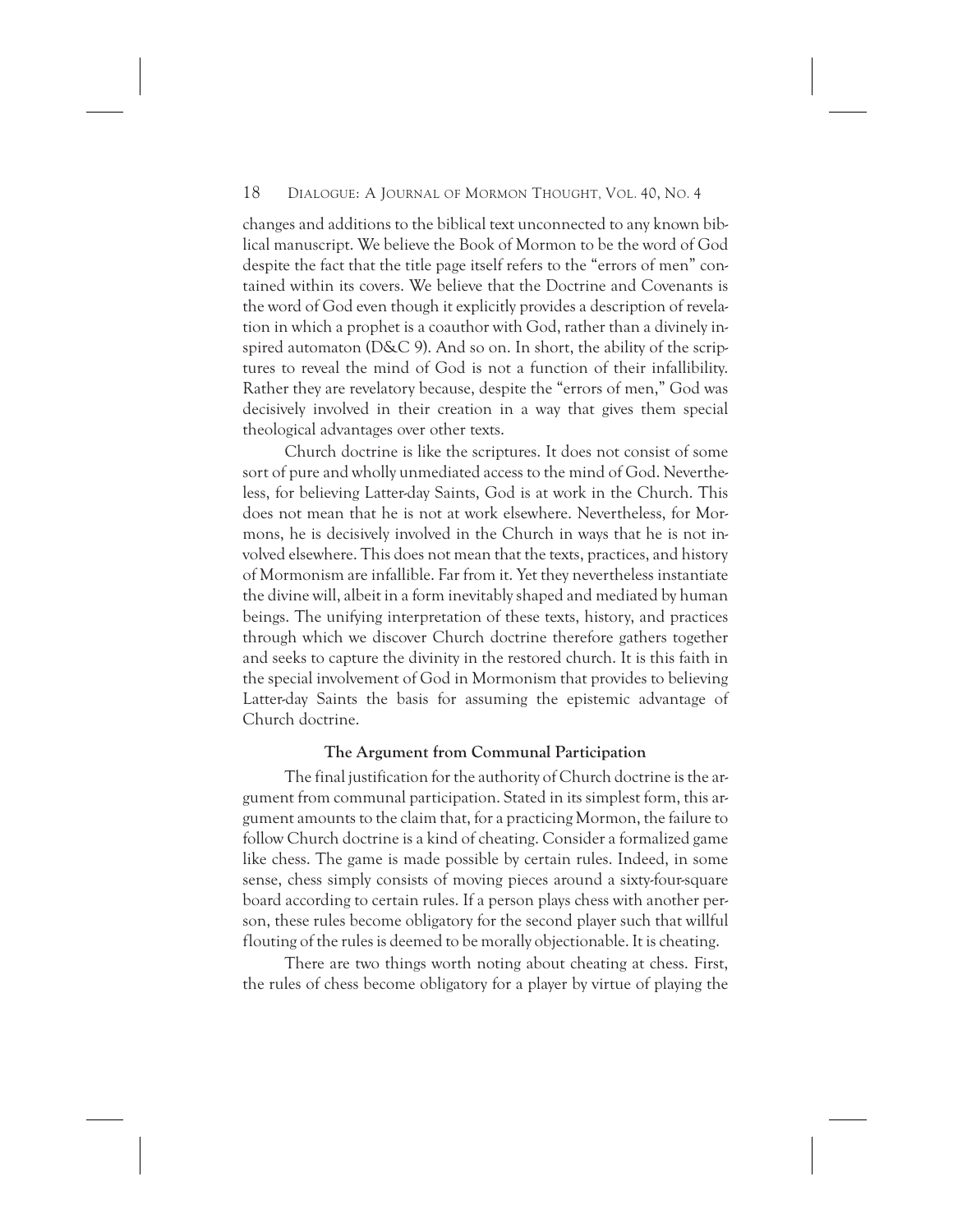changes and additions to the biblical text unconnected to any known biblical manuscript. We believe the Book of Mormon to be the word of God despite the fact that the title page itself refers to the "errors of men" contained within its covers. We believe that the Doctrine and Covenants is the word of God even though it explicitly provides a description of revelation in which a prophet is a coauthor with God, rather than a divinely inspired automaton (D&C 9). And so on. In short, the ability of the scriptures to reveal the mind of God is not a function of their infallibility. Rather they are revelatory because, despite the "errors of men," God was decisively involved in their creation in a way that gives them special theological advantages over other texts.

Church doctrine is like the scriptures. It does not consist of some sort of pure and wholly unmediated access to the mind of God. Nevertheless, for believing Latter-day Saints, God is at work in the Church. This does not mean that he is not at work elsewhere. Nevertheless, for Mormons, he is decisively involved in the Church in ways that he is not involved elsewhere. This does not mean that the texts, practices, and history of Mormonism are infallible. Far from it. Yet they nevertheless instantiate the divine will, albeit in a form inevitably shaped and mediated by human beings. The unifying interpretation of these texts, history, and practices through which we discover Church doctrine therefore gathers together and seeks to capture the divinity in the restored church. It is this faith in the special involvement of God in Mormonism that provides to believing Latter-day Saints the basis for assuming the epistemic advantage of Church doctrine.

### The Argument from Communal Participation

The final justification for the authority of Church doctrine is the argument from communal participation. Stated in its simplest form, this argument amounts to the claim that, for a practicing Mormon, the failure to follow Church doctrine is a kind of cheating. Consider a formalized game like chess. The game is made possible by certain rules. Indeed, in some sense, chess simply consists of moving pieces around a sixty-four-square board according to certain rules. If a person plays chess with another person, these rules become obligatory for the second player such that willful flouting of the rules is deemed to be morally objectionable. It is cheating.

There are two things worth noting about cheating at chess. First, the rules of chess become obligatory for a player by virtue of playing the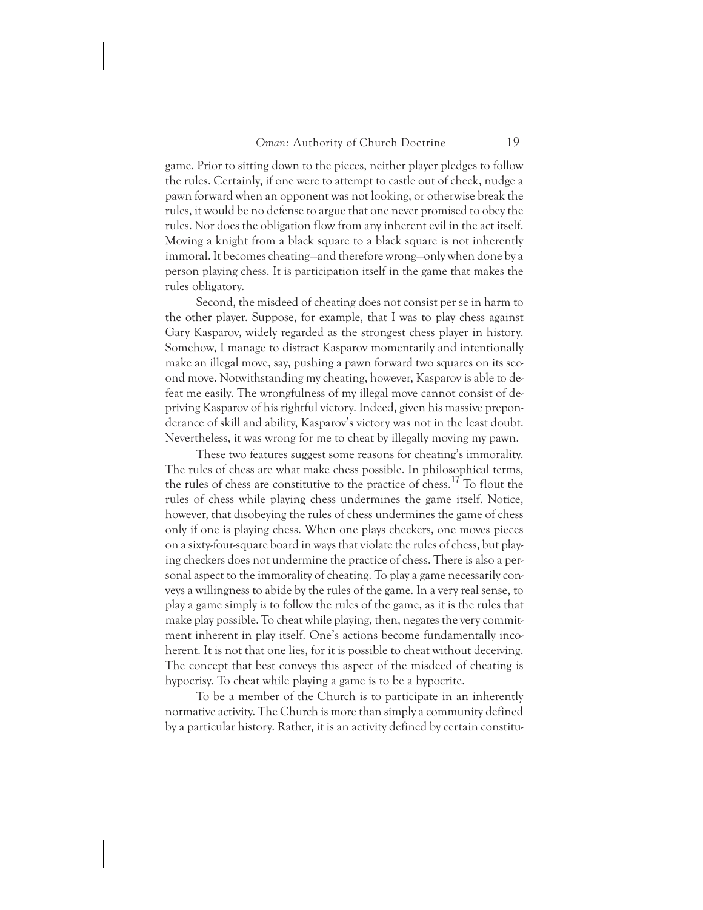game. Prior to sitting down to the pieces, neither player pledges to follow the rules. Certainly, if one were to attempt to castle out of check, nudge a pawn forward when an opponent was not looking, or otherwise break the rules, it would be no defense to argue that one never promised to obey the rules. Nor does the obligation flow from any inherent evil in the act itself. Moving a knight from a black square to a black square is not inherently immoral. It becomes cheating—and therefore wrong—only when done by a person playing chess. It is participation itself in the game that makes the rules obligatory.

Second, the misdeed of cheating does not consist per se in harm to the other player. Suppose, for example, that I was to play chess against Gary Kasparov, widely regarded as the strongest chess player in history. Somehow, I manage to distract Kasparov momentarily and intentionally make an illegal move, say, pushing a pawn forward two squares on its second move. Notwithstanding my cheating, however, Kasparov is able to defeat me easily. The wrongfulness of my illegal move cannot consist of depriving Kasparov of his rightful victory. Indeed, given his massive preponderance of skill and ability, Kasparov's victory was not in the least doubt. Nevertheless, it was wrong for me to cheat by illegally moving my pawn.

These two features suggest some reasons for cheating's immorality. The rules of chess are what make chess possible. In philosophical terms, the rules of chess are constitutive to the practice of chess.[17] To flout the rules of chess while playing chess undermines the game itself. Notice, however, that disobeying the rules of chess undermines the game of chess only if one is playing chess. When one plays checkers, one moves pieces on a sixty-four-square board in ways that violate the rules of chess, but playing checkers does not undermine the practice of chess. There is also a personal aspect to the immorality of cheating. To play a game necessarily conveys a willingness to abide by the rules of the game. In a very real sense, to play a game simply *is* to follow the rules of the game, as it is the rules that make play possible. To cheat while playing, then, negates the very commitment inherent in play itself. One's actions become fundamentally incoherent. It is not that one lies, for it is possible to cheat without deceiving. The concept that best conveys this aspect of the misdeed of cheating is hypocrisy. To cheat while playing a game is to be a hypocrite.

To be a member of the Church is to participate in an inherently normative activity. The Church is more than simply a community defined by a particular history. Rather, it is an activity defined by certain constitu-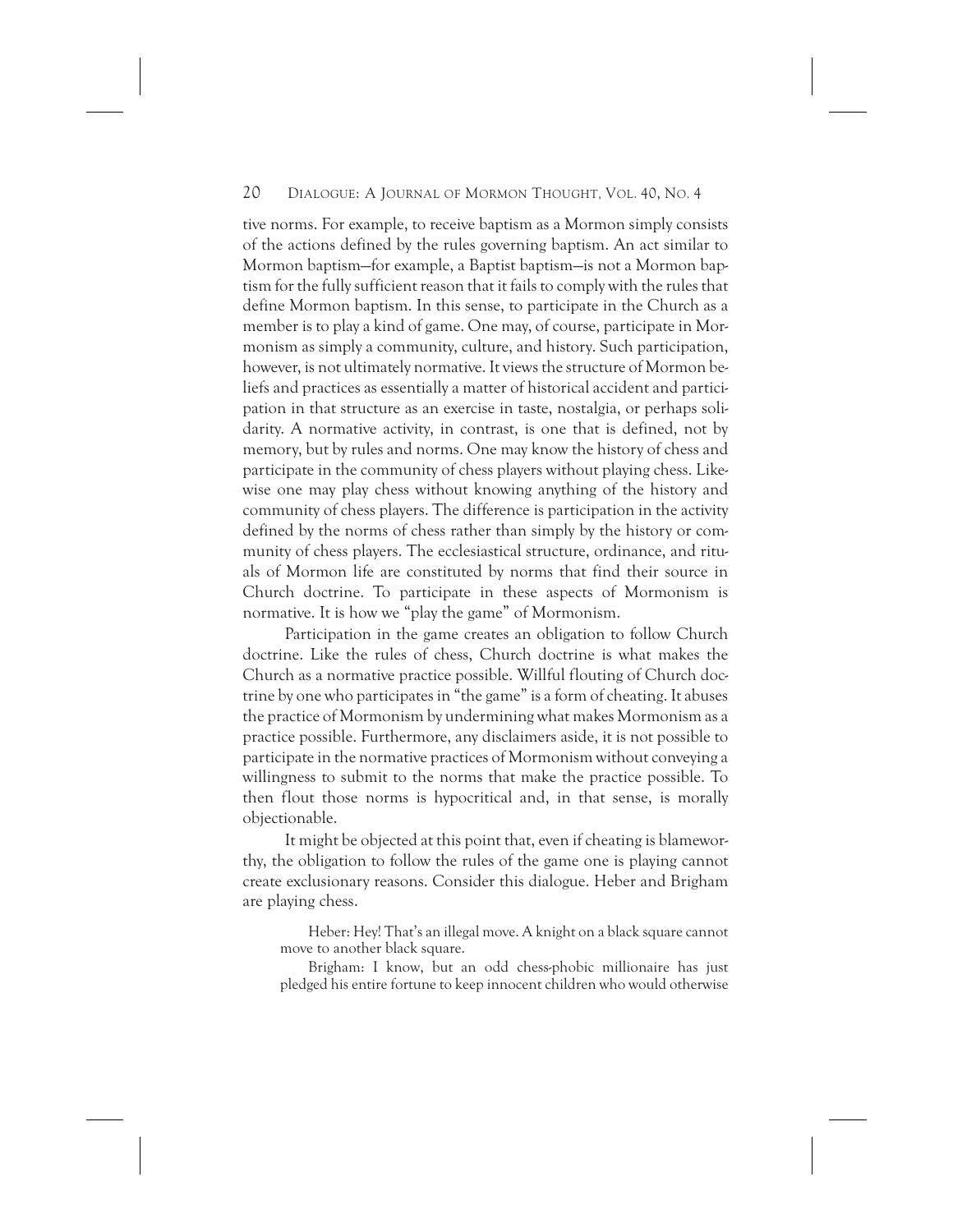tive norms. For example, to receive baptism as a Mormon simply consists of the actions defined by the rules governing baptism. An act similar to Mormon baptism—for example, a Baptist baptism—is not a Mormon baptism for the fully sufficient reason that it fails to comply with the rules that define Mormon baptism. In this sense, to participate in the Church as a member is to play a kind of game. One may, of course, participate in Mormonism as simply a community, culture, and history. Such participation, however, is not ultimately normative. It views the structure of Mormon beliefs and practices as essentially a matter of historical accident and participation in that structure as an exercise in taste, nostalgia, or perhaps solidarity. A normative activity, in contrast, is one that is defined, not by memory, but by rules and norms. One may know the history of chess and participate in the community of chess players without playing chess. Likewise one may play chess without knowing anything of the history and community of chess players. The difference is participation in the activity defined by the norms of chess rather than simply by the history or community of chess players. The ecclesiastical structure, ordinance, and rituals of Mormon life are constituted by norms that find their source in Church doctrine. To participate in these aspects of Mormonism is normative. It is how we "play the game" of Mormonism.

Participation in the game creates an obligation to follow Church doctrine. Like the rules of chess, Church doctrine is what makes the Church as a normative practice possible. Willful flouting of Church doctrine by one who participates in "the game" is a form of cheating. It abuses the practice of Mormonism by undermining what makes Mormonism as a practice possible. Furthermore, any disclaimers aside, it is not possible to participate in the normative practices of Mormonism without conveying a willingness to submit to the norms that make the practice possible. To then flout those norms is hypocritical and, in that sense, is morally objectionable.

It might be objected at this point that, even if cheating is blameworthy, the obligation to follow the rules of the game one is playing cannot create exclusionary reasons. Consider this dialogue. Heber and Brigham are playing chess.

> Heber: Hey! That's an illegal move. A knight on a black square cannot move to another black square.
>
> Brigham: I know, but an odd chess-phobic millionaire has just pledged his entire fortune to keep innocent children who would otherwise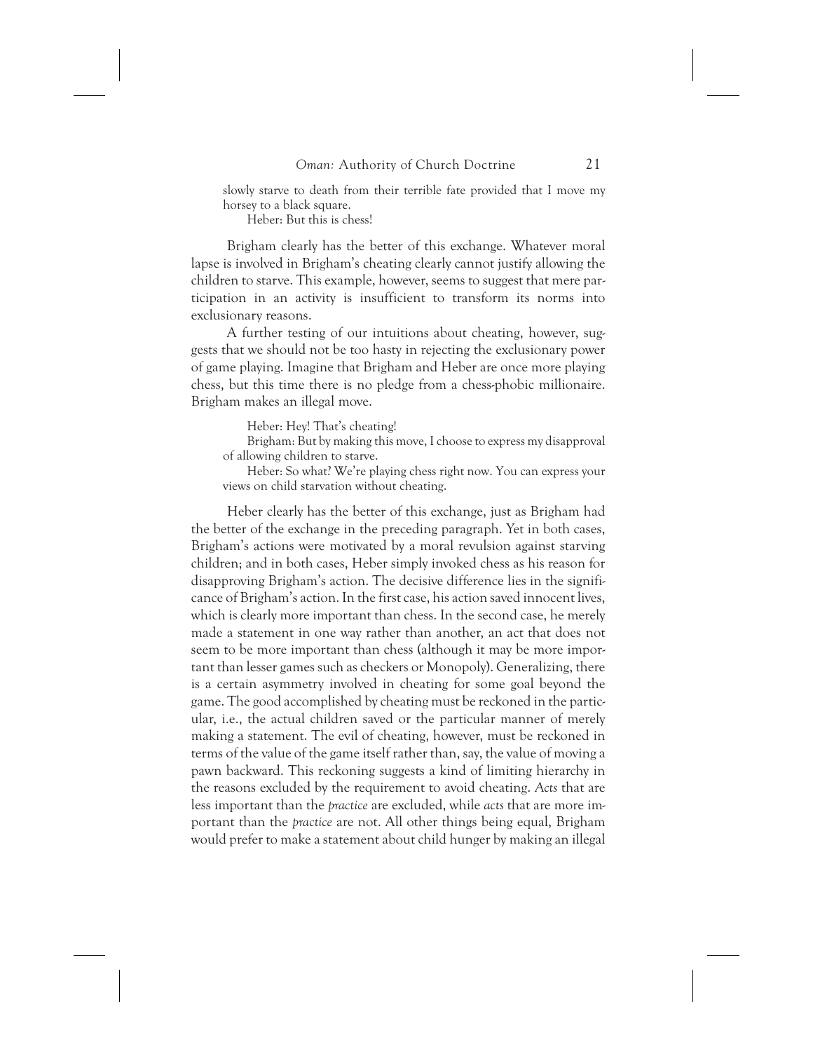slowly starve to death from their terrible fate provided that I move my horsey to a black square.

Heber: But this is chess!

Brigham clearly has the better of this exchange. Whatever moral lapse is involved in Brigham's cheating clearly cannot justify allowing the children to starve. This example, however, seems to suggest that mere participation in an activity is insufficient to transform its norms into exclusionary reasons.

A further testing of our intuitions about cheating, however, suggests that we should not be too hasty in rejecting the exclusionary power of game playing. Imagine that Brigham and Heber are once more playing chess, but this time there is no pledge from a chess-phobic millionaire. Brigham makes an illegal move.

Heber: Hey! That's cheating!

Brigham: But by making this move, I choose to express my disapproval of allowing children to starve.

Heber: So what? We're playing chess right now. You can express your views on child starvation without cheating.

Heber clearly has the better of this exchange, just as Brigham had the better of the exchange in the preceding paragraph. Yet in both cases, Brigham's actions were motivated by a moral revulsion against starving children; and in both cases, Heber simply invoked chess as his reason for disapproving Brigham's action. The decisive difference lies in the significance of Brigham's action. In the first case, his action saved innocent lives, which is clearly more important than chess. In the second case, he merely made a statement in one way rather than another, an act that does not seem to be more important than chess (although it may be more important than lesser games such as checkers or Monopoly). Generalizing, there is a certain asymmetry involved in cheating for some goal beyond the game. The good accomplished by cheating must be reckoned in the particular, i.e., the actual children saved or the particular manner of merely making a statement. The evil of cheating, however, must be reckoned in terms of the value of the game itself rather than, say, the value of moving a pawn backward. This reckoning suggests a kind of limiting hierarchy in the reasons excluded by the requirement to avoid cheating. *Acts* that are less important than the *practice* are excluded, while *acts* that are more important than the *practice* are not. All other things being equal, Brigham would prefer to make a statement about child hunger by making an illegal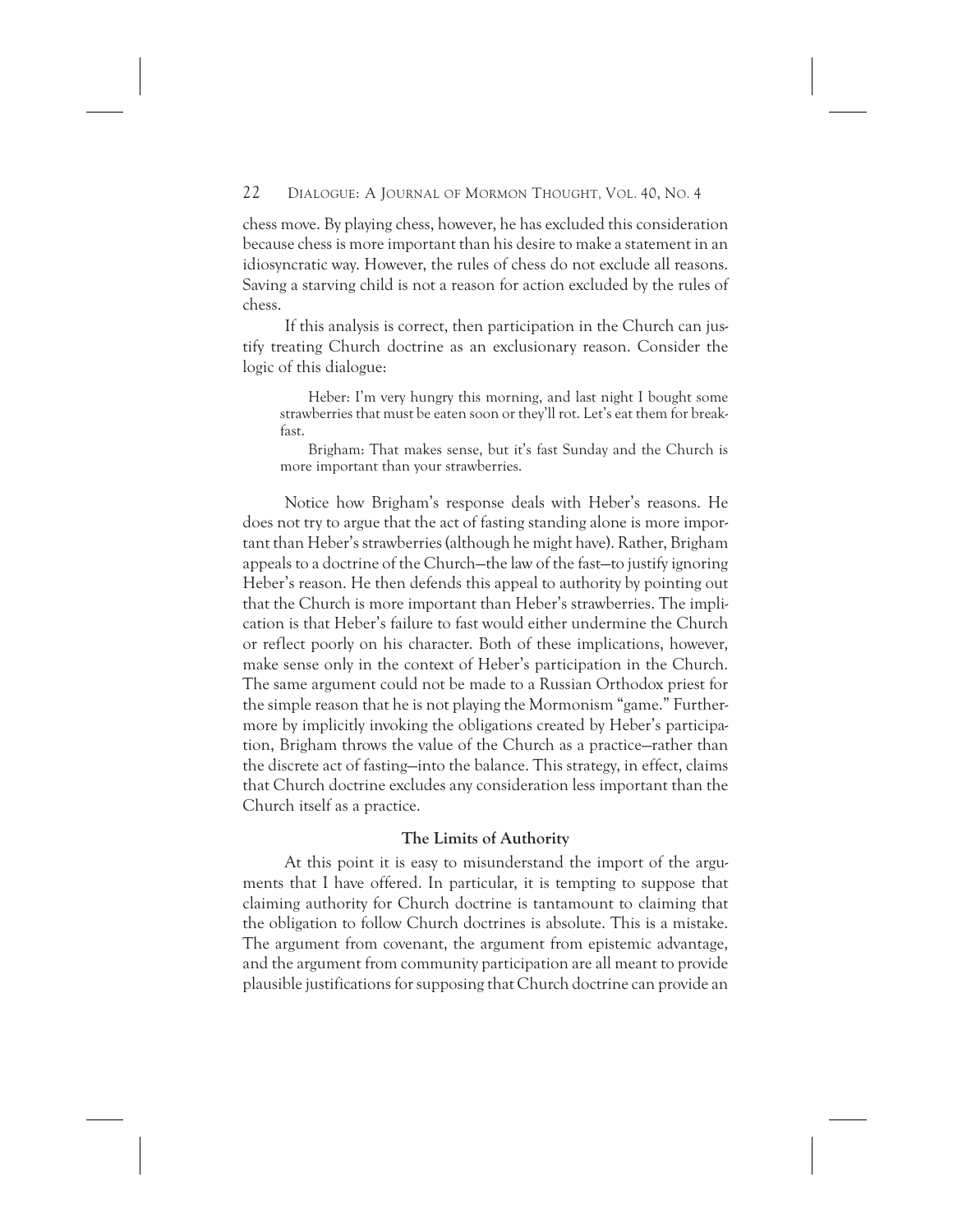chess move. By playing chess, however, he has excluded this consideration because chess is more important than his desire to make a statement in an idiosyncratic way. However, the rules of chess do not exclude all reasons. Saving a starving child is not a reason for action excluded by the rules of chess.

If this analysis is correct, then participation in the Church can justify treating Church doctrine as an exclusionary reason. Consider the logic of this dialogue:

> Heber: I'm very hungry this morning, and last night I bought some strawberries that must be eaten soon or they'll rot. Let's eat them for breakfast.
>
> Brigham: That makes sense, but it's fast Sunday and the Church is more important than your strawberries.

Notice how Brigham's response deals with Heber's reasons. He does not try to argue that the act of fasting standing alone is more important than Heber's strawberries (although he might have). Rather, Brigham appeals to a doctrine of the Church—the law of the fast—to justify ignoring Heber's reason. He then defends this appeal to authority by pointing out that the Church is more important than Heber's strawberries. The implication is that Heber's failure to fast would either undermine the Church or reflect poorly on his character. Both of these implications, however, make sense only in the context of Heber's participation in the Church. The same argument could not be made to a Russian Orthodox priest for the simple reason that he is not playing the Mormonism "game." Furthermore by implicitly invoking the obligations created by Heber's participation, Brigham throws the value of the Church as a practice—rather than the discrete act of fasting—into the balance. This strategy, in effect, claims that Church doctrine excludes any consideration less important than the Church itself as a practice.

### The Limits of Authority

At this point it is easy to misunderstand the import of the arguments that I have offered. In particular, it is tempting to suppose that claiming authority for Church doctrine is tantamount to claiming that the obligation to follow Church doctrines is absolute. This is a mistake. The argument from covenant, the argument from epistemic advantage, and the argument from community participation are all meant to provide plausible justifications for supposing that Church doctrine can provide an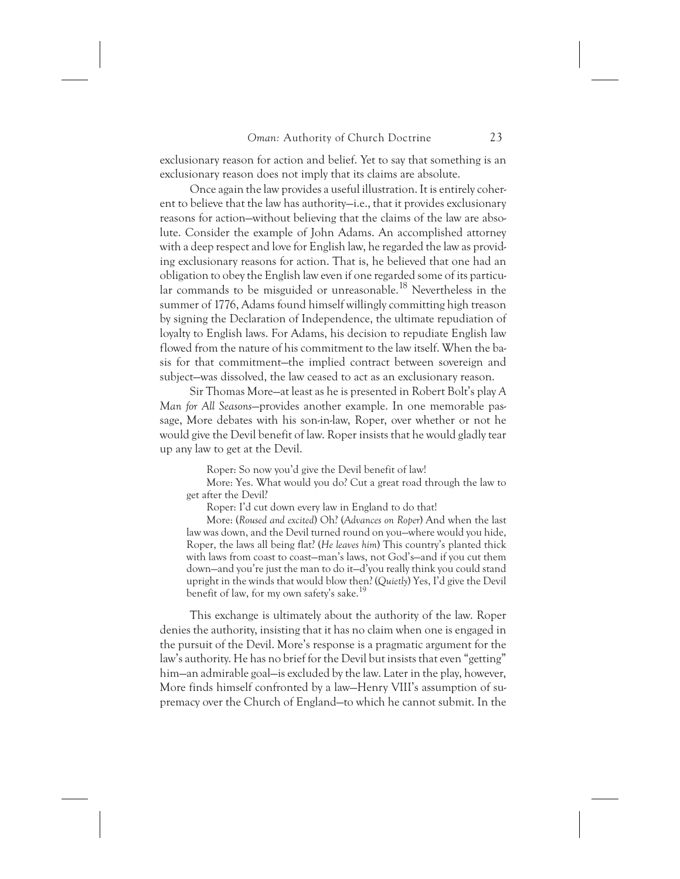exclusionary reason for action and belief. Yet to say that something is an exclusionary reason does not imply that its claims are absolute.

Once again the law provides a useful illustration. It is entirely coherent to believe that the law has authority—i.e., that it provides exclusionary reasons for action—without believing that the claims of the law are absolute. Consider the example of John Adams. An accomplished attorney with a deep respect and love for English law, he regarded the law as providing exclusionary reasons for action. That is, he believed that one had an obligation to obey the English law even if one regarded some of its particular commands to be misguided or unreasonable.[18] Nevertheless in the summer of 1776, Adams found himself willingly committing high treason by signing the Declaration of Independence, the ultimate repudiation of loyalty to English laws. For Adams, his decision to repudiate English law flowed from the nature of his commitment to the law itself. When the basis for that commitment—the implied contract between sovereign and subject—was dissolved, the law ceased to act as an exclusionary reason.

Sir Thomas More—at least as he is presented in Robert Bolt's play *A Man for All Seasons*—provides another example. In one memorable passage, More debates with his son-in-law, Roper, over whether or not he would give the Devil benefit of law. Roper insists that he would gladly tear up any law to get at the Devil.

> Roper: So now you'd give the Devil benefit of law!
>
> More: Yes. What would you do? Cut a great road through the law to get after the Devil?
>
> Roper: I'd cut down every law in England to do that!
>
> More: (*Roused and excited*) Oh? (*Advances on Roper*) And when the last law was down, and the Devil turned round on you—where would you hide, Roper, the laws all being flat? (*He leaves him*) This country's planted thick with laws from coast to coast—man's laws, not God's—and if you cut them down—and you're just the man to do it—d'you really think you could stand upright in the winds that would blow then? (*Quietly*) Yes, I'd give the Devil benefit of law, for my own safety's sake.[19]

This exchange is ultimately about the authority of the law. Roper denies the authority, insisting that it has no claim when one is engaged in the pursuit of the Devil. More's response is a pragmatic argument for the law's authority. He has no brief for the Devil but insists that even "getting" him—an admirable goal—is excluded by the law. Later in the play, however, More finds himself confronted by a law—Henry VIII's assumption of supremacy over the Church of England—to which he cannot submit. In the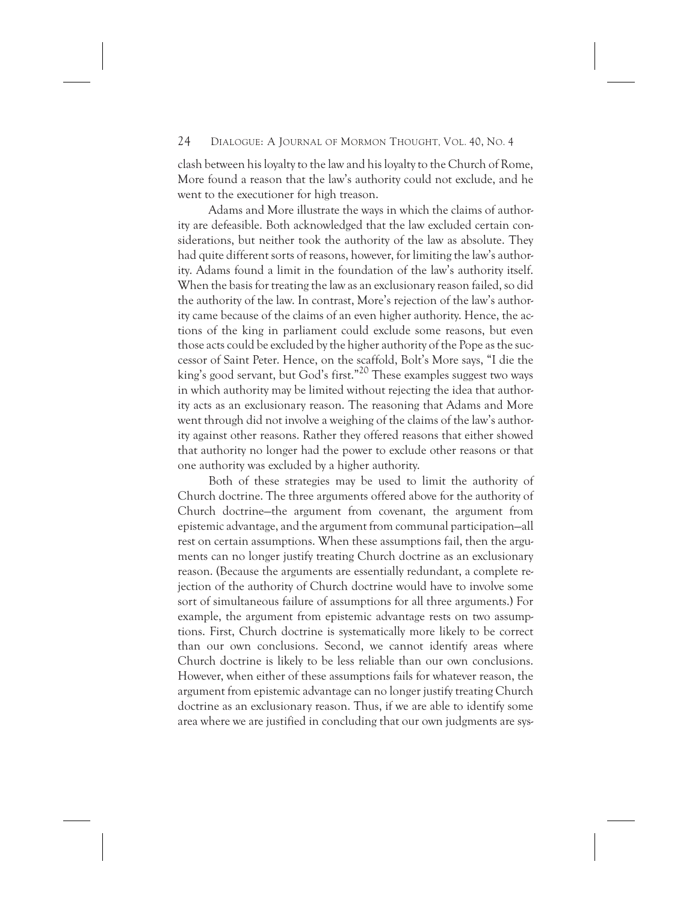clash between his loyalty to the law and his loyalty to the Church of Rome, More found a reason that the law's authority could not exclude, and he went to the executioner for high treason.

Adams and More illustrate the ways in which the claims of authority are defeasible. Both acknowledged that the law excluded certain considerations, but neither took the authority of the law as absolute. They had quite different sorts of reasons, however, for limiting the law's authority. Adams found a limit in the foundation of the law's authority itself. When the basis for treating the law as an exclusionary reason failed, so did the authority of the law. In contrast, More's rejection of the law's authority came because of the claims of an even higher authority. Hence, the actions of the king in parliament could exclude some reasons, but even those acts could be excluded by the higher authority of the Pope as the successor of Saint Peter. Hence, on the scaffold, Bolt's More says, "I die the king's good servant, but God's first."[20] These examples suggest two ways in which authority may be limited without rejecting the idea that authority acts as an exclusionary reason. The reasoning that Adams and More went through did not involve a weighing of the claims of the law's authority against other reasons. Rather they offered reasons that either showed that authority no longer had the power to exclude other reasons or that one authority was excluded by a higher authority.

Both of these strategies may be used to limit the authority of Church doctrine. The three arguments offered above for the authority of Church doctrine—the argument from covenant, the argument from epistemic advantage, and the argument from communal participation—all rest on certain assumptions. When these assumptions fail, then the arguments can no longer justify treating Church doctrine as an exclusionary reason. (Because the arguments are essentially redundant, a complete rejection of the authority of Church doctrine would have to involve some sort of simultaneous failure of assumptions for all three arguments.) For example, the argument from epistemic advantage rests on two assumptions. First, Church doctrine is systematically more likely to be correct than our own conclusions. Second, we cannot identify areas where Church doctrine is likely to be less reliable than our own conclusions. However, when either of these assumptions fails for whatever reason, the argument from epistemic advantage can no longer justify treating Church doctrine as an exclusionary reason. Thus, if we are able to identify some area where we are justified in concluding that our own judgments are sys-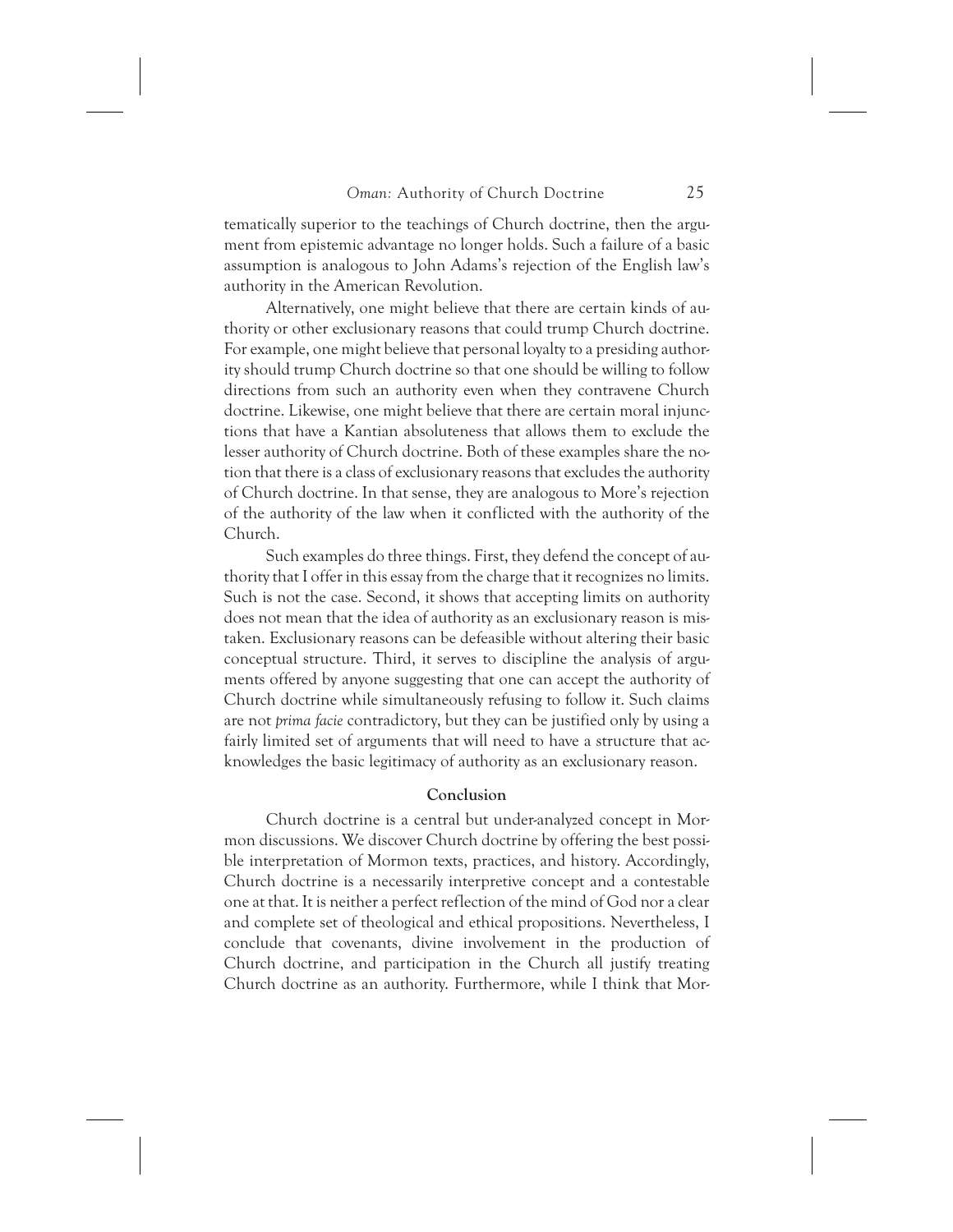tematically superior to the teachings of Church doctrine, then the argument from epistemic advantage no longer holds. Such a failure of a basic assumption is analogous to John Adams's rejection of the English law's authority in the American Revolution.

Alternatively, one might believe that there are certain kinds of authority or other exclusionary reasons that could trump Church doctrine. For example, one might believe that personal loyalty to a presiding authority should trump Church doctrine so that one should be willing to follow directions from such an authority even when they contravene Church doctrine. Likewise, one might believe that there are certain moral injunctions that have a Kantian absoluteness that allows them to exclude the lesser authority of Church doctrine. Both of these examples share the notion that there is a class of exclusionary reasons that excludes the authority of Church doctrine. In that sense, they are analogous to More's rejection of the authority of the law when it conflicted with the authority of the Church.

Such examples do three things. First, they defend the concept of authority that I offer in this essay from the charge that it recognizes no limits. Such is not the case. Second, it shows that accepting limits on authority does not mean that the idea of authority as an exclusionary reason is mistaken. Exclusionary reasons can be defeasible without altering their basic conceptual structure. Third, it serves to discipline the analysis of arguments offered by anyone suggesting that one can accept the authority of Church doctrine while simultaneously refusing to follow it. Such claims are not *prima facie* contradictory, but they can be justified only by using a fairly limited set of arguments that will need to have a structure that acknowledges the basic legitimacy of authority as an exclusionary reason.

## Conclusion

Church doctrine is a central but under-analyzed concept in Mormon discussions. We discover Church doctrine by offering the best possible interpretation of Mormon texts, practices, and history. Accordingly, Church doctrine is a necessarily interpretive concept and a contestable one at that. It is neither a perfect reflection of the mind of God nor a clear and complete set of theological and ethical propositions. Nevertheless, I conclude that covenants, divine involvement in the production of Church doctrine, and participation in the Church all justify treating Church doctrine as an authority. Furthermore, while I think that Mor-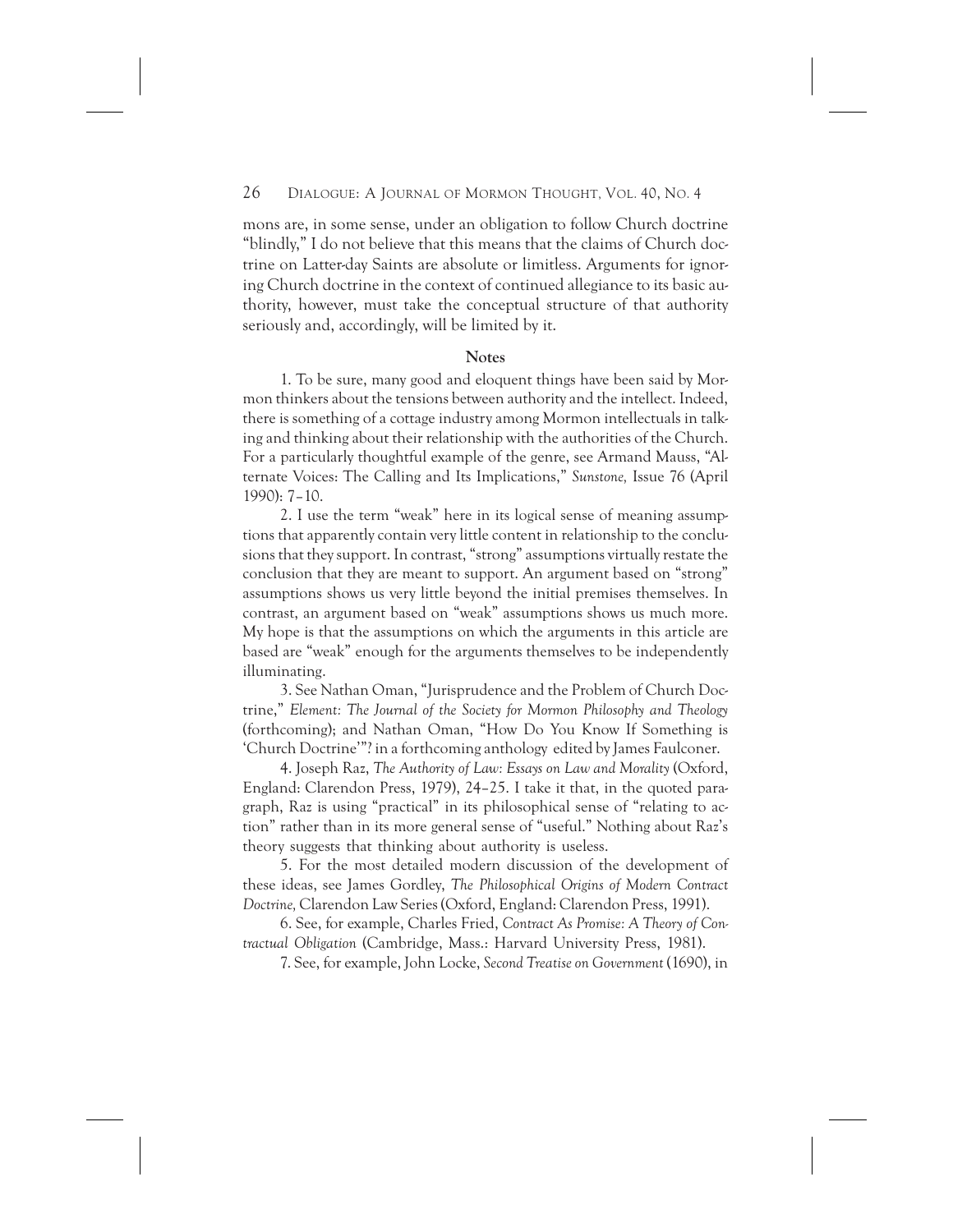mons are, in some sense, under an obligation to follow Church doctrine "blindly," I do not believe that this means that the claims of Church doctrine on Latter-day Saints are absolute or limitless. Arguments for ignoring Church doctrine in the context of continued allegiance to its basic authority, however, must take the conceptual structure of that authority seriously and, accordingly, will be limited by it.

## Notes

1. To be sure, many good and eloquent things have been said by Mormon thinkers about the tensions between authority and the intellect. Indeed, there is something of a cottage industry among Mormon intellectuals in talking and thinking about their relationship with the authorities of the Church. For a particularly thoughtful example of the genre, see Armand Mauss, "Alternate Voices: The Calling and Its Implications," *Sunstone,* Issue 76 (April 1990): 7–10.

2. I use the term "weak" here in its logical sense of meaning assumptions that apparently contain very little content in relationship to the conclusions that they support. In contrast, "strong" assumptions virtually restate the conclusion that they are meant to support. An argument based on "strong" assumptions shows us very little beyond the initial premises themselves. In contrast, an argument based on "weak" assumptions shows us much more. My hope is that the assumptions on which the arguments in this article are based are "weak" enough for the arguments themselves to be independently illuminating.

3. See Nathan Oman, "Jurisprudence and the Problem of Church Doctrine," *Element: The Journal of the Society for Mormon Philosophy and Theology* (forthcoming); and Nathan Oman, "How Do You Know If Something is 'Church Doctrine'"? in a forthcoming anthology edited by James Faulconer.

4. Joseph Raz, *The Authority of Law: Essays on Law and Morality* (Oxford, England: Clarendon Press, 1979), 24–25. I take it that, in the quoted paragraph, Raz is using "practical" in its philosophical sense of "relating to action" rather than in its more general sense of "useful." Nothing about Raz's theory suggests that thinking about authority is useless.

5. For the most detailed modern discussion of the development of these ideas, see James Gordley, *The Philosophical Origins of Modern Contract Doctrine,* Clarendon Law Series (Oxford, England: Clarendon Press, 1991).

6. See, for example, Charles Fried, *Contract As Promise: A Theory of Contractual Obligation* (Cambridge, Mass.: Harvard University Press, 1981).

7. See, for example, John Locke, *Second Treatise on Government* (1690), in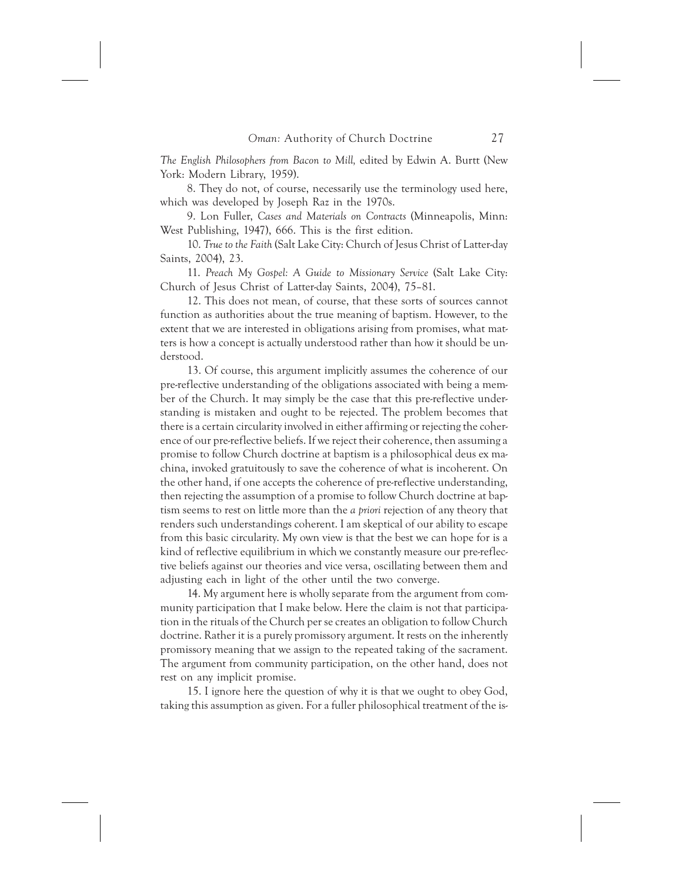*The English Philosophers from Bacon to Mill,* edited by Edwin A. Burtt (New York: Modern Library, 1959).

8. They do not, of course, necessarily use the terminology used here, which was developed by Joseph Raz in the 1970s.

9. Lon Fuller, *Cases and Materials on Contracts* (Minneapolis, Minn: West Publishing, 1947), 666. This is the first edition.

10. *True to the Faith* (Salt Lake City: Church of Jesus Christ of Latter-day Saints, 2004), 23.

11. *Preach My Gospel: A Guide to Missionary Service* (Salt Lake City: Church of Jesus Christ of Latter-day Saints, 2004), 75–81.

12. This does not mean, of course, that these sorts of sources cannot function as authorities about the true meaning of baptism. However, to the extent that we are interested in obligations arising from promises, what matters is how a concept is actually understood rather than how it should be understood.

13. Of course, this argument implicitly assumes the coherence of our pre-reflective understanding of the obligations associated with being a member of the Church. It may simply be the case that this pre-reflective understanding is mistaken and ought to be rejected. The problem becomes that there is a certain circularity involved in either affirming or rejecting the coherence of our pre-reflective beliefs. If we reject their coherence, then assuming a promise to follow Church doctrine at baptism is a philosophical deus ex machina, invoked gratuitously to save the coherence of what is incoherent. On the other hand, if one accepts the coherence of pre-reflective understanding, then rejecting the assumption of a promise to follow Church doctrine at baptism seems to rest on little more than the *a priori* rejection of any theory that renders such understandings coherent. I am skeptical of our ability to escape from this basic circularity. My own view is that the best we can hope for is a kind of reflective equilibrium in which we constantly measure our pre-reflective beliefs against our theories and vice versa, oscillating between them and adjusting each in light of the other until the two converge.

14. My argument here is wholly separate from the argument from community participation that I make below. Here the claim is not that participation in the rituals of the Church per se creates an obligation to follow Church doctrine. Rather it is a purely promissory argument. It rests on the inherently promissory meaning that we assign to the repeated taking of the sacrament. The argument from community participation, on the other hand, does not rest on any implicit promise.

15. I ignore here the question of why it is that we ought to obey God, taking this assumption as given. For a fuller philosophical treatment of the is-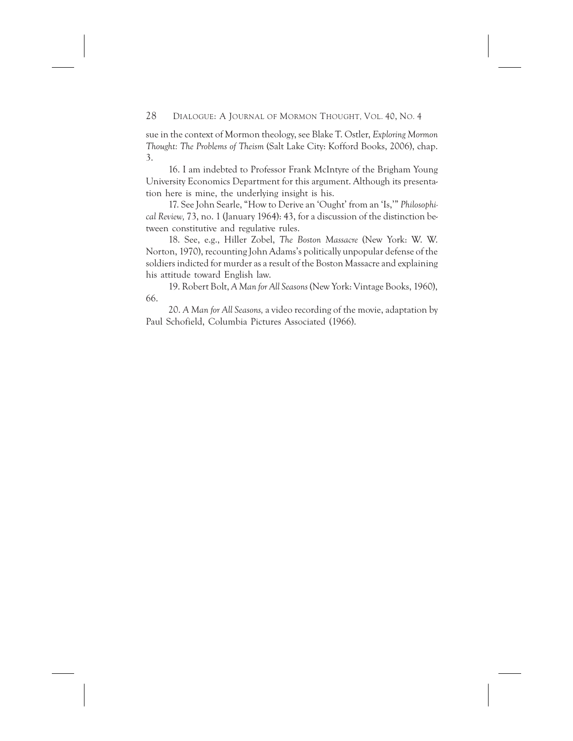sue in the context of Mormon theology, see Blake T. Ostler, *Exploring Mormon Thought: The Problems of Theism* (Salt Lake City: Kofford Books, 2006), chap. 3.

16. I am indebted to Professor Frank McIntyre of the Brigham Young University Economics Department for this argument. Although its presentation here is mine, the underlying insight is his.

17. See John Searle, "How to Derive an 'Ought' from an 'Is,'" *Philosophical Review,* 73, no. 1 (January 1964): 43, for a discussion of the distinction between constitutive and regulative rules.

18. See, e.g., Hiller Zobel, *The Boston Massacre* (New York: W. W. Norton, 1970), recounting John Adams's politically unpopular defense of the soldiers indicted for murder as a result of the Boston Massacre and explaining his attitude toward English law.

19. Robert Bolt, *A Man for All Seasons* (New York: Vintage Books, 1960), 66.

20. *A Man for All Seasons,* a video recording of the movie, adaptation by Paul Schofield, Columbia Pictures Associated (1966).